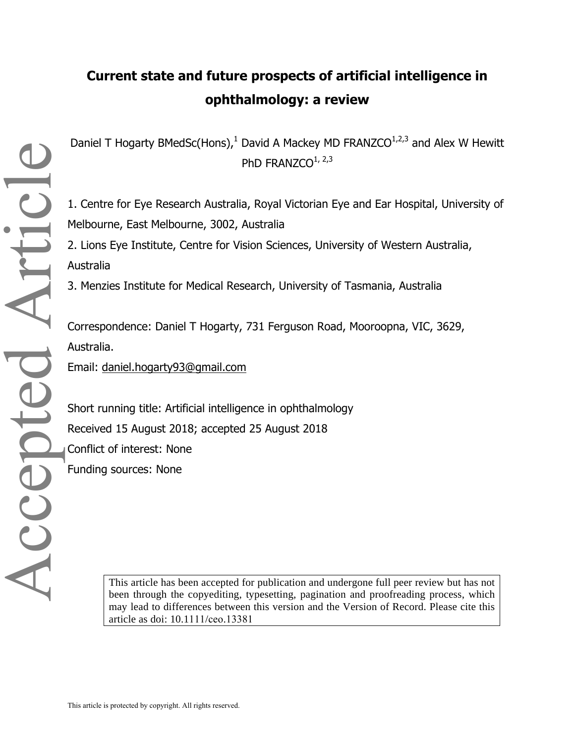# Current state and future prospects of artificial intelligence in ophthalmology: a review

Daniel T Hogarty BMedSc(Hons),[1] David A Mackey MD FRANZCO[1,2,3] and Alex W Hewitt PhD FRANZCO[1, 2,3]

1. Centre for Eye Research Australia, Royal Victorian Eye and Ear Hospital, University of Melbourne, East Melbourne, 3002, Australia
2. Lions Eye Institute, Centre for Vision Sciences, University of Western Australia, Australia
3. Menzies Institute for Medical Research, University of Tasmania, Australia

Correspondence: Daniel T Hogarty, 731 Ferguson Road, Mooroopna, VIC, 3629, Australia.

Email: daniel.hogarty93@gmail.com

Short running title: Artificial intelligence in ophthalmology

Received 15 August 2018; accepted 25 August 2018

Conflict of interest: None

Funding sources: None

This article has been accepted for publication and undergone full peer review but has not been through the copyediting, typesetting, pagination and proofreading process, which may lead to differences between this version and the Version of Record. Please cite this article as doi: 10.1111/ceo.13381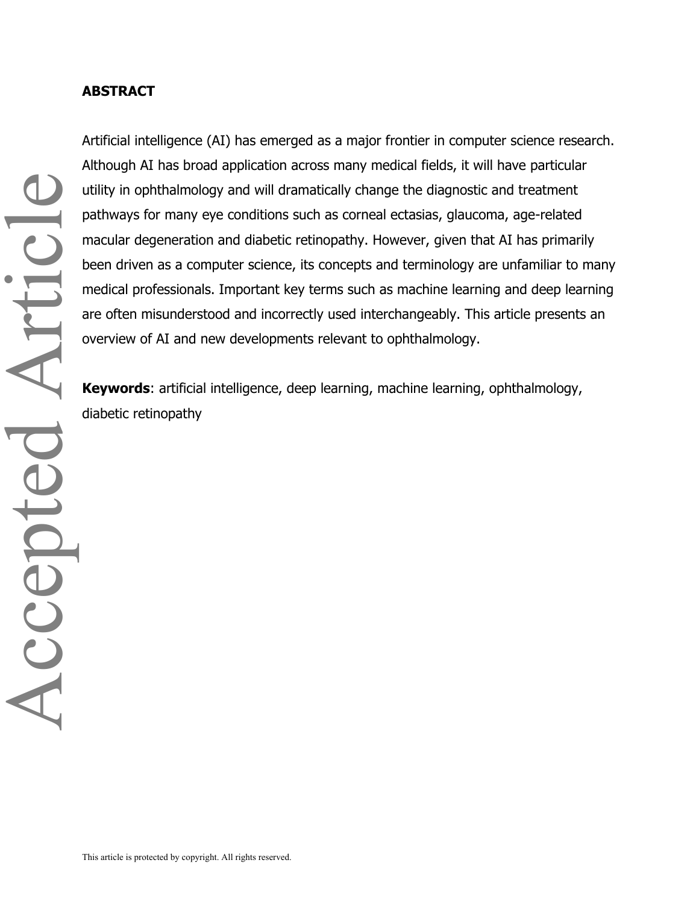## ABSTRACT

Artificial intelligence (AI) has emerged as a major frontier in computer science research. Although AI has broad application across many medical fields, it will have particular utility in ophthalmology and will dramatically change the diagnostic and treatment pathways for many eye conditions such as corneal ectasias, glaucoma, age-related macular degeneration and diabetic retinopathy. However, given that AI has primarily been driven as a computer science, its concepts and terminology are unfamiliar to many medical professionals. Important key terms such as machine learning and deep learning are often misunderstood and incorrectly used interchangeably. This article presents an overview of AI and new developments relevant to ophthalmology.

**Keywords**: artificial intelligence, deep learning, machine learning, ophthalmology, diabetic retinopathy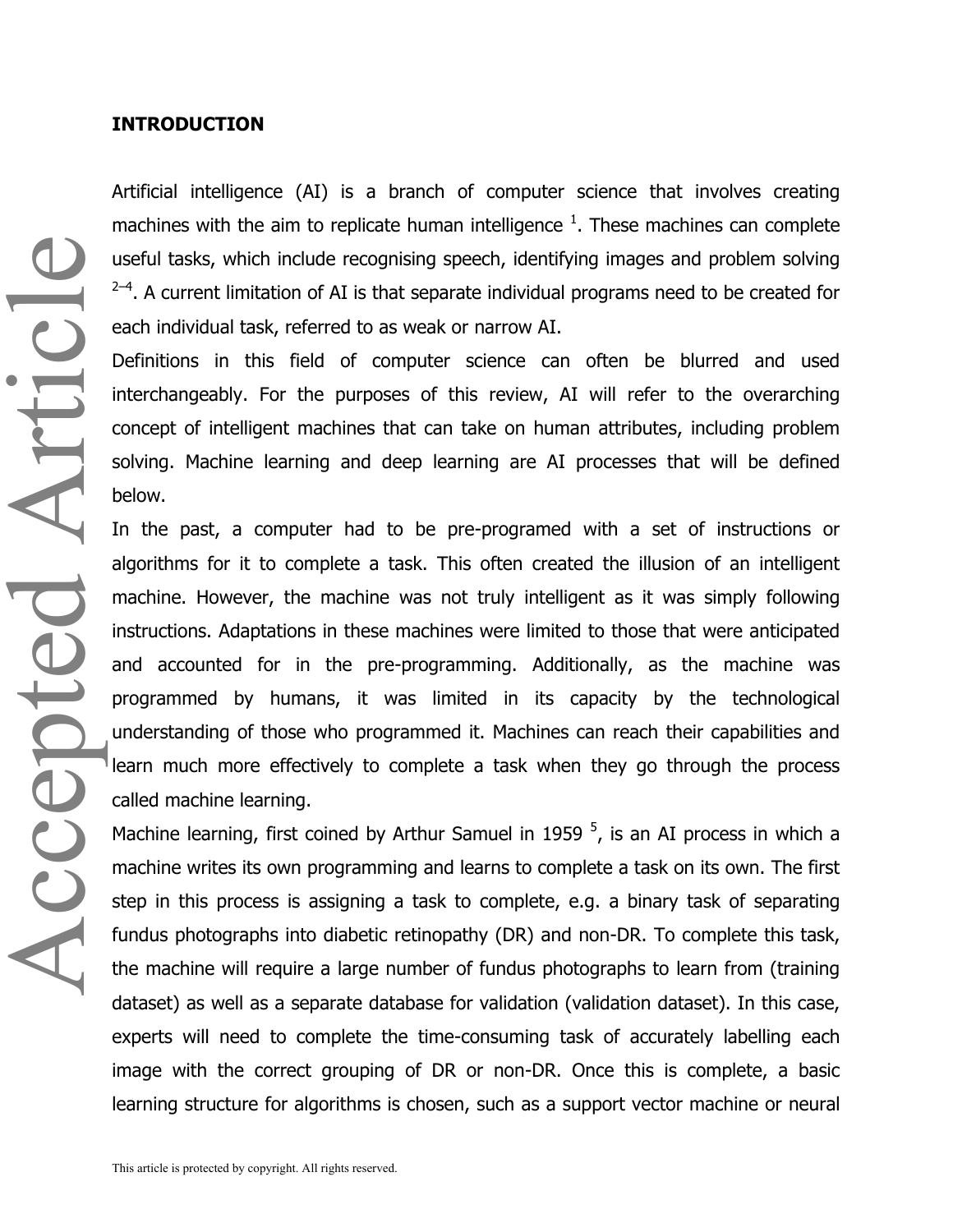## INTRODUCTION

Artificial intelligence (AI) is a branch of computer science that involves creating machines with the aim to replicate human intelligence [1]. These machines can complete useful tasks, which include recognising speech, identifying images and problem solving [2–4]. A current limitation of AI is that separate individual programs need to be created for each individual task, referred to as weak or narrow AI.

Definitions in this field of computer science can often be blurred and used interchangeably. For the purposes of this review, AI will refer to the overarching concept of intelligent machines that can take on human attributes, including problem solving. Machine learning and deep learning are AI processes that will be defined below.

In the past, a computer had to be pre-programed with a set of instructions or algorithms for it to complete a task. This often created the illusion of an intelligent machine. However, the machine was not truly intelligent as it was simply following instructions. Adaptations in these machines were limited to those that were anticipated and accounted for in the pre-programming. Additionally, as the machine was programmed by humans, it was limited in its capacity by the technological understanding of those who programmed it. Machines can reach their capabilities and learn much more effectively to complete a task when they go through the process called machine learning.

Machine learning, first coined by Arthur Samuel in 1959 [5], is an AI process in which a machine writes its own programming and learns to complete a task on its own. The first step in this process is assigning a task to complete, e.g. a binary task of separating fundus photographs into diabetic retinopathy (DR) and non-DR. To complete this task, the machine will require a large number of fundus photographs to learn from (training dataset) as well as a separate database for validation (validation dataset). In this case, experts will need to complete the time-consuming task of accurately labelling each image with the correct grouping of DR or non-DR. Once this is complete, a basic learning structure for algorithms is chosen, such as a support vector machine or neural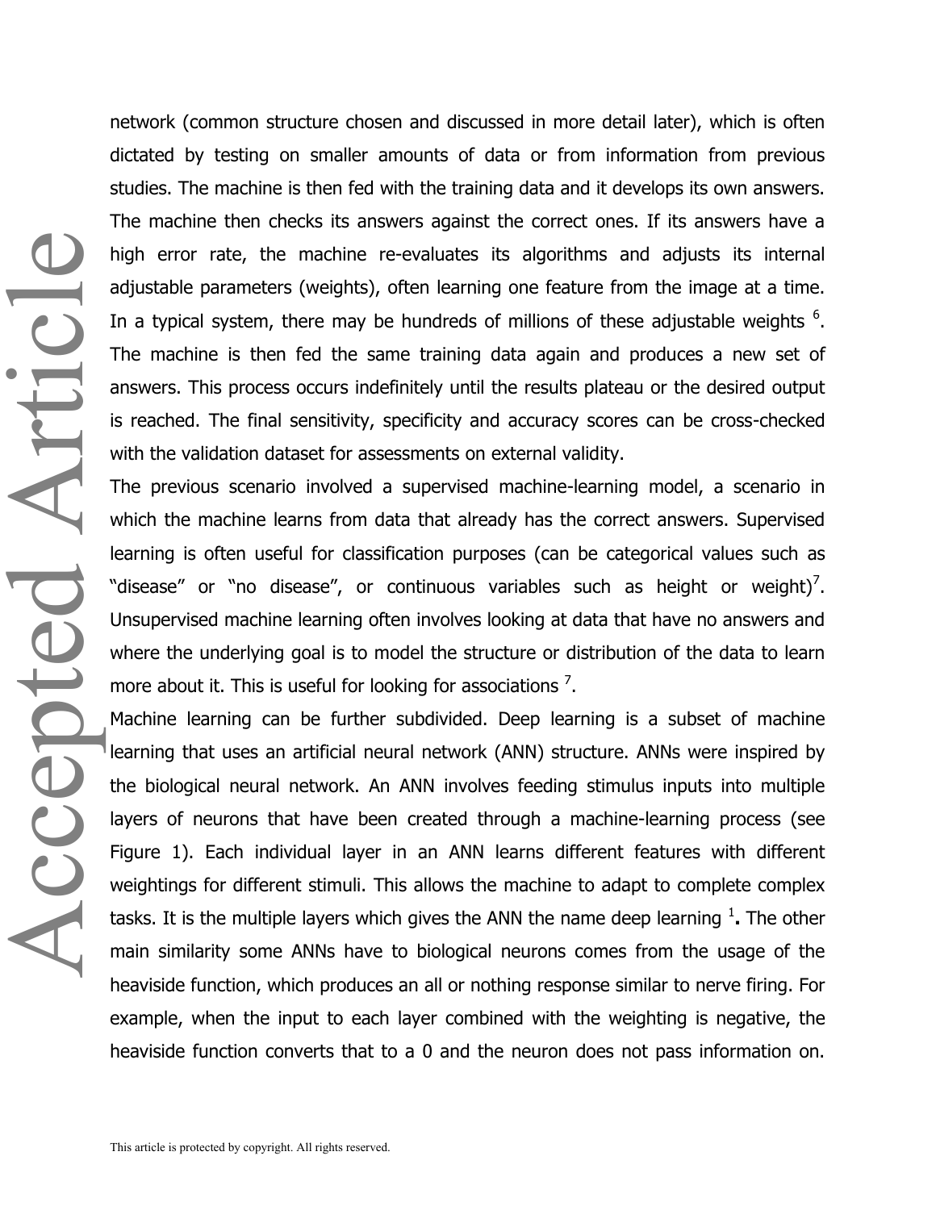network (common structure chosen and discussed in more detail later), which is often dictated by testing on smaller amounts of data or from information from previous studies. The machine is then fed with the training data and it develops its own answers. The machine then checks its answers against the correct ones. If its answers have a high error rate, the machine re-evaluates its algorithms and adjusts its internal adjustable parameters (weights), often learning one feature from the image at a time. In a typical system, there may be hundreds of millions of these adjustable weights [6]. The machine is then fed the same training data again and produces a new set of answers. This process occurs indefinitely until the results plateau or the desired output is reached. The final sensitivity, specificity and accuracy scores can be cross-checked with the validation dataset for assessments on external validity.

The previous scenario involved a supervised machine-learning model, a scenario in which the machine learns from data that already has the correct answers. Supervised learning is often useful for classification purposes (can be categorical values such as "disease" or "no disease", or continuous variables such as height or weight)[7]. Unsupervised machine learning often involves looking at data that have no answers and where the underlying goal is to model the structure or distribution of the data to learn more about it. This is useful for looking for associations [7].

Machine learning can be further subdivided. Deep learning is a subset of machine learning that uses an artificial neural network (ANN) structure. ANNs were inspired by the biological neural network. An ANN involves feeding stimulus inputs into multiple layers of neurons that have been created through a machine-learning process (see Figure 1). Each individual layer in an ANN learns different features with different weightings for different stimuli. This allows the machine to adapt to complete complex tasks. It is the multiple layers which gives the ANN the name deep learning [1]**.** The other main similarity some ANNs have to biological neurons comes from the usage of the heaviside function, which produces an all or nothing response similar to nerve firing. For example, when the input to each layer combined with the weighting is negative, the heaviside function converts that to a 0 and the neuron does not pass information on.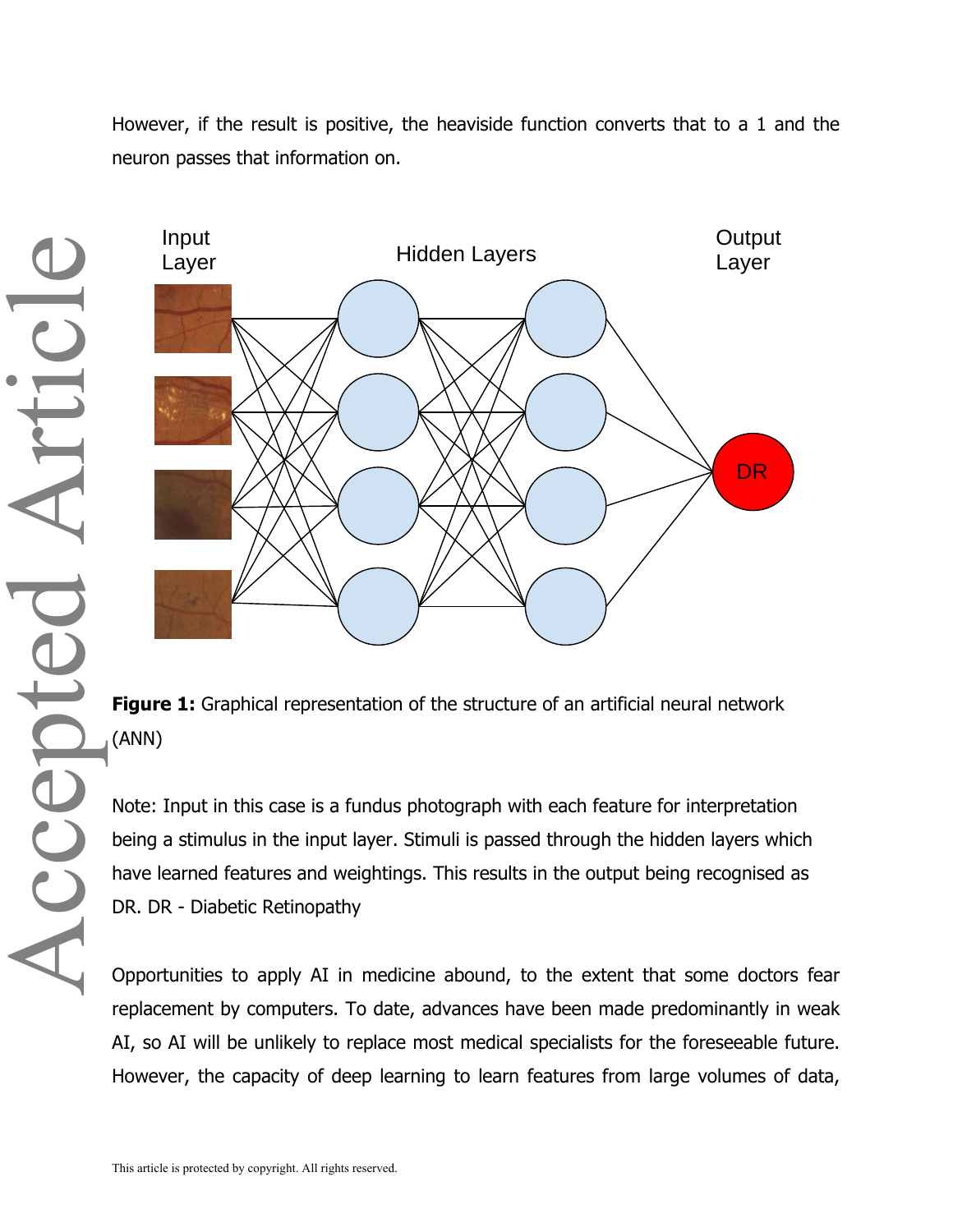However, if the result is positive, the heaviside function converts that to a 1 and the neuron passes that information on.

**Figure 1:** Graphical representation of the structure of an artificial neural network (ANN)

Note: Input in this case is a fundus photograph with each feature for interpretation being a stimulus in the input layer. Stimuli is passed through the hidden layers which have learned features and weightings. This results in the output being recognised as DR. DR - Diabetic Retinopathy

Opportunities to apply AI in medicine abound, to the extent that some doctors fear replacement by computers. To date, advances have been made predominantly in weak AI, so AI will be unlikely to replace most medical specialists for the foreseeable future. However, the capacity of deep learning to learn features from large volumes of data,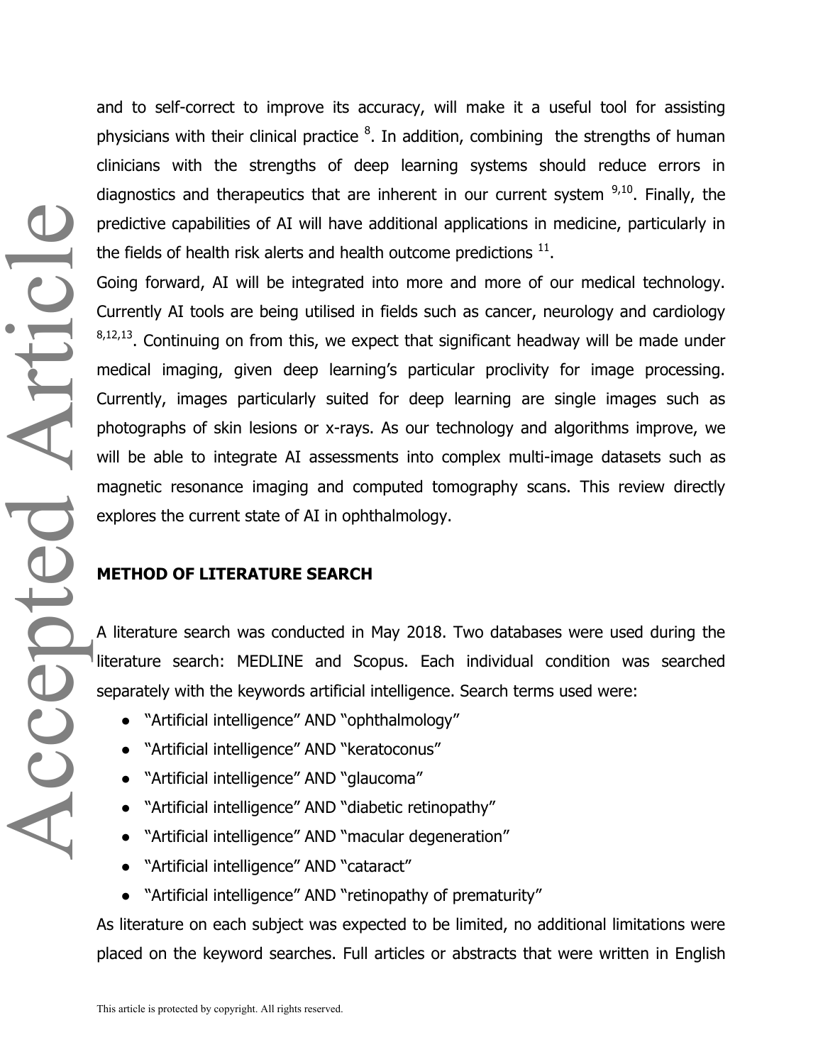and to self-correct to improve its accuracy, will make it a useful tool for assisting physicians with their clinical practice [8]. In addition, combining the strengths of human clinicians with the strengths of deep learning systems should reduce errors in diagnostics and therapeutics that are inherent in our current system [9,10]. Finally, the predictive capabilities of AI will have additional applications in medicine, particularly in the fields of health risk alerts and health outcome predictions [11].

Going forward, AI will be integrated into more and more of our medical technology. Currently AI tools are being utilised in fields such as cancer, neurology and cardiology [8,12,13]. Continuing on from this, we expect that significant headway will be made under medical imaging, given deep learning's particular proclivity for image processing. Currently, images particularly suited for deep learning are single images such as photographs of skin lesions or x-rays. As our technology and algorithms improve, we will be able to integrate AI assessments into complex multi-image datasets such as magnetic resonance imaging and computed tomography scans. This review directly explores the current state of AI in ophthalmology.

## METHOD OF LITERATURE SEARCH

A literature search was conducted in May 2018. Two databases were used during the literature search: MEDLINE and Scopus. Each individual condition was searched separately with the keywords artificial intelligence. Search terms used were:

- "Artificial intelligence" AND "ophthalmology"
- "Artificial intelligence" AND "keratoconus"
- "Artificial intelligence" AND "glaucoma"
- "Artificial intelligence" AND "diabetic retinopathy"
- "Artificial intelligence" AND "macular degeneration"
- "Artificial intelligence" AND "cataract"
- "Artificial intelligence" AND "retinopathy of prematurity"

As literature on each subject was expected to be limited, no additional limitations were placed on the keyword searches. Full articles or abstracts that were written in English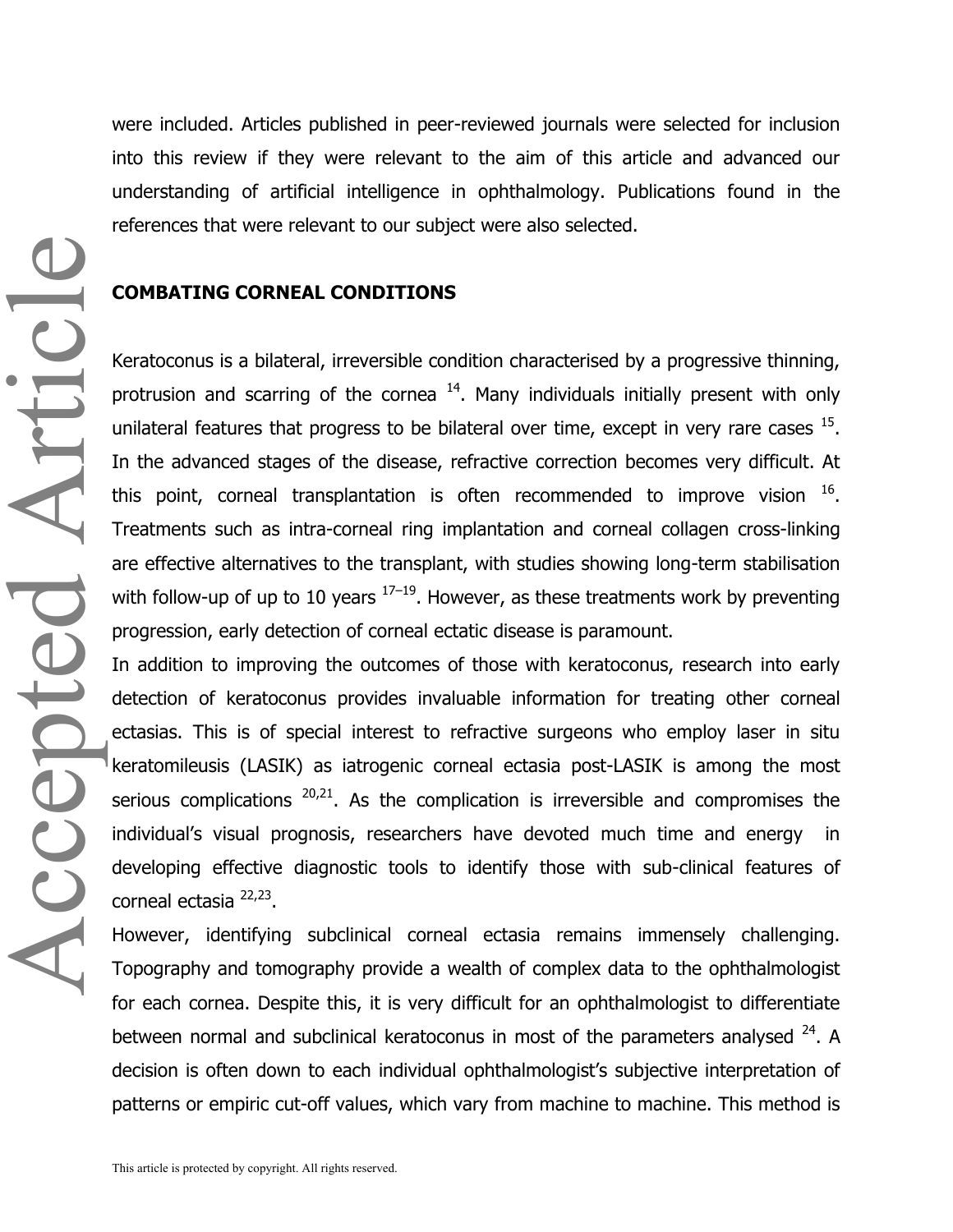were included. Articles published in peer-reviewed journals were selected for inclusion into this review if they were relevant to the aim of this article and advanced our understanding of artificial intelligence in ophthalmology. Publications found in the references that were relevant to our subject were also selected.

## COMBATING CORNEAL CONDITIONS

Keratoconus is a bilateral, irreversible condition characterised by a progressive thinning, protrusion and scarring of the cornea [14]. Many individuals initially present with only unilateral features that progress to be bilateral over time, except in very rare cases [15]. In the advanced stages of the disease, refractive correction becomes very difficult. At this point, corneal transplantation is often recommended to improve vision [16]. Treatments such as intra-corneal ring implantation and corneal collagen cross-linking are effective alternatives to the transplant, with studies showing long-term stabilisation with follow-up of up to 10 years [17–19]. However, as these treatments work by preventing progression, early detection of corneal ectatic disease is paramount.

In addition to improving the outcomes of those with keratoconus, research into early detection of keratoconus provides invaluable information for treating other corneal ectasias. This is of special interest to refractive surgeons who employ laser in situ keratomileusis (LASIK) as iatrogenic corneal ectasia post-LASIK is among the most serious complications [20,21]. As the complication is irreversible and compromises the individual's visual prognosis, researchers have devoted much time and energy in developing effective diagnostic tools to identify those with sub-clinical features of corneal ectasia [22,23].

However, identifying subclinical corneal ectasia remains immensely challenging. Topography and tomography provide a wealth of complex data to the ophthalmologist for each cornea. Despite this, it is very difficult for an ophthalmologist to differentiate between normal and subclinical keratoconus in most of the parameters analysed [24]. A decision is often down to each individual ophthalmologist's subjective interpretation of patterns or empiric cut-off values, which vary from machine to machine. This method is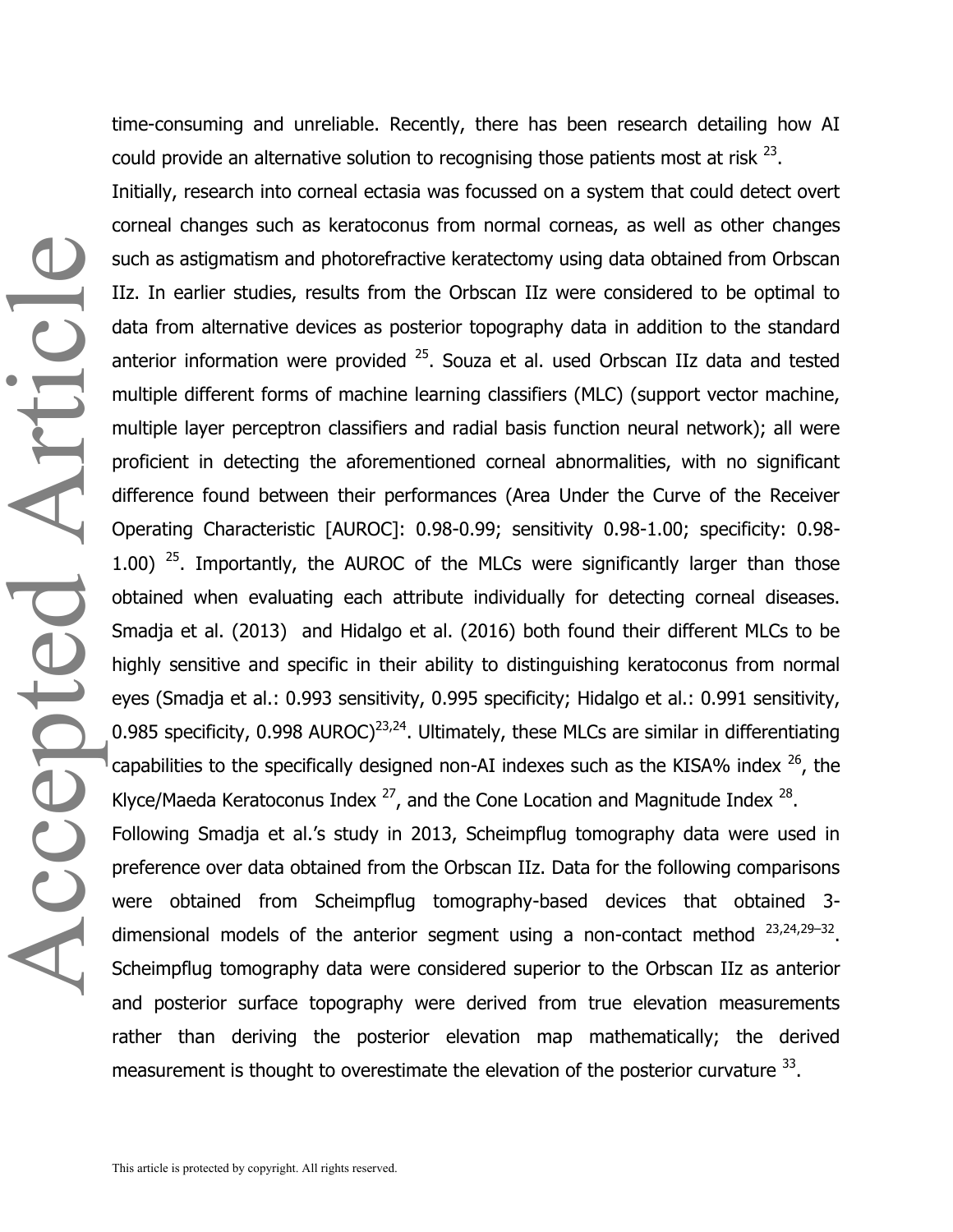time-consuming and unreliable. Recently, there has been research detailing how AI could provide an alternative solution to recognising those patients most at risk [23].

Initially, research into corneal ectasia was focussed on a system that could detect overt corneal changes such as keratoconus from normal corneas, as well as other changes such as astigmatism and photorefractive keratectomy using data obtained from Orbscan IIz. In earlier studies, results from the Orbscan IIz were considered to be optimal to data from alternative devices as posterior topography data in addition to the standard anterior information were provided [25]. Souza et al. used Orbscan IIz data and tested multiple different forms of machine learning classifiers (MLC) (support vector machine, multiple layer perceptron classifiers and radial basis function neural network); all were proficient in detecting the aforementioned corneal abnormalities, with no significant difference found between their performances (Area Under the Curve of the Receiver Operating Characteristic [AUROC]: 0.98-0.99; sensitivity 0.98-1.00; specificity: 0.98-1.00) [25]. Importantly, the AUROC of the MLCs were significantly larger than those obtained when evaluating each attribute individually for detecting corneal diseases. Smadja et al. (2013) and Hidalgo et al. (2016) both found their different MLCs to be highly sensitive and specific in their ability to distinguishing keratoconus from normal eyes (Smadja et al.: 0.993 sensitivity, 0.995 specificity; Hidalgo et al.: 0.991 sensitivity, 0.985 specificity, 0.998 AUROC)[23,24]. Ultimately, these MLCs are similar in differentiating capabilities to the specifically designed non-AI indexes such as the KISA% index [26], the Klyce/Maeda Keratoconus Index [27], and the Cone Location and Magnitude Index [28].

Following Smadja et al.'s study in 2013, Scheimpflug tomography data were used in preference over data obtained from the Orbscan IIz. Data for the following comparisons were obtained from Scheimpflug tomography-based devices that obtained 3-dimensional models of the anterior segment using a non-contact method [23,24,29–32]. Scheimpflug tomography data were considered superior to the Orbscan IIz as anterior and posterior surface topography were derived from true elevation measurements rather than deriving the posterior elevation map mathematically; the derived measurement is thought to overestimate the elevation of the posterior curvature [33].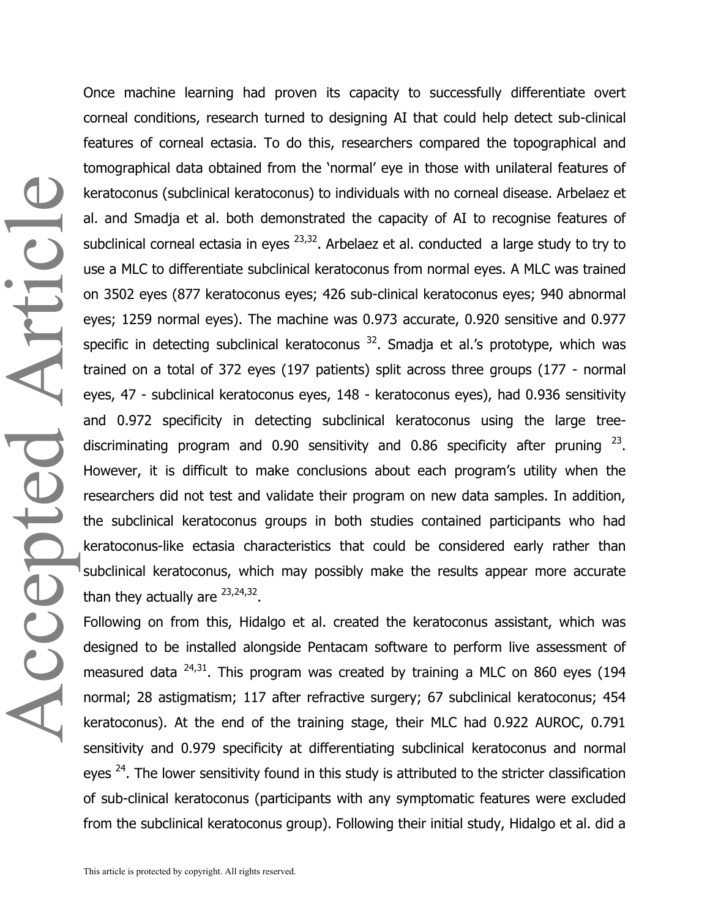Once machine learning had proven its capacity to successfully differentiate overt corneal conditions, research turned to designing AI that could help detect sub-clinical features of corneal ectasia. To do this, researchers compared the topographical and tomographical data obtained from the 'normal' eye in those with unilateral features of keratoconus (subclinical keratoconus) to individuals with no corneal disease. Arbelaez et al. and Smadja et al. both demonstrated the capacity of AI to recognise features of subclinical corneal ectasia in eyes [23,32]. Arbelaez et al. conducted a large study to try to use a MLC to differentiate subclinical keratoconus from normal eyes. A MLC was trained on 3502 eyes (877 keratoconus eyes; 426 sub-clinical keratoconus eyes; 940 abnormal eyes; 1259 normal eyes). The machine was 0.973 accurate, 0.920 sensitive and 0.977 specific in detecting subclinical keratoconus [32]. Smadja et al.'s prototype, which was trained on a total of 372 eyes (197 patients) split across three groups (177 - normal eyes, 47 - subclinical keratoconus eyes, 148 - keratoconus eyes), had 0.936 sensitivity and 0.972 specificity in detecting subclinical keratoconus using the large tree-discriminating program and 0.90 sensitivity and 0.86 specificity after pruning [23]. However, it is difficult to make conclusions about each program's utility when the researchers did not test and validate their program on new data samples. In addition, the subclinical keratoconus groups in both studies contained participants who had keratoconus-like ectasia characteristics that could be considered early rather than subclinical keratoconus, which may possibly make the results appear more accurate than they actually are [23,24,32].

Following on from this, Hidalgo et al. created the keratoconus assistant, which was designed to be installed alongside Pentacam software to perform live assessment of measured data [24,31]. This program was created by training a MLC on 860 eyes (194 normal; 28 astigmatism; 117 after refractive surgery; 67 subclinical keratoconus; 454 keratoconus). At the end of the training stage, their MLC had 0.922 AUROC, 0.791 sensitivity and 0.979 specificity at differentiating subclinical keratoconus and normal eyes [24]. The lower sensitivity found in this study is attributed to the stricter classification of sub-clinical keratoconus (participants with any symptomatic features were excluded from the subclinical keratoconus group). Following their initial study, Hidalgo et al. did a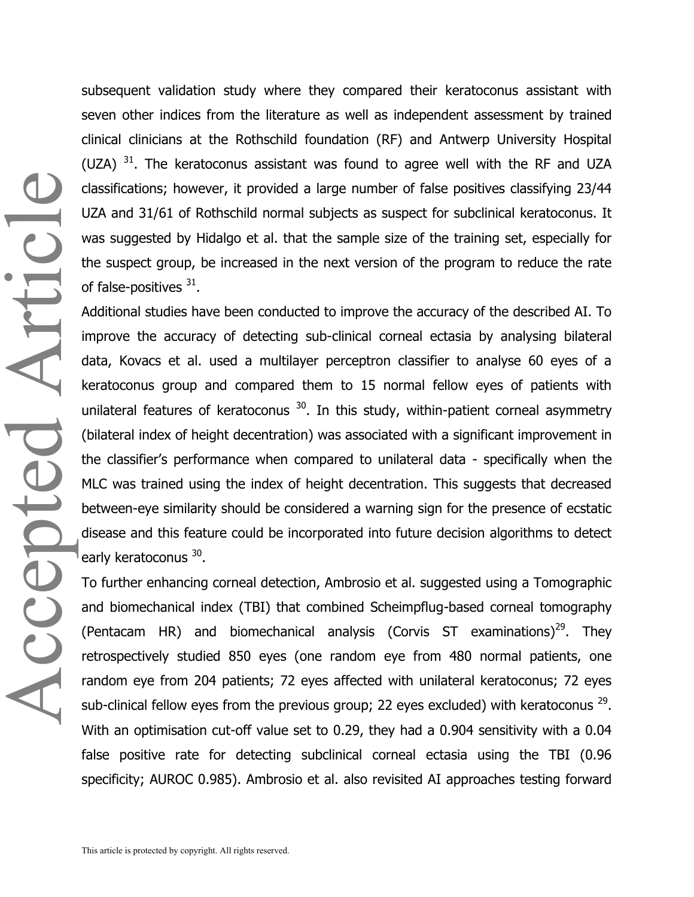subsequent validation study where they compared their keratoconus assistant with seven other indices from the literature as well as independent assessment by trained clinical clinicians at the Rothschild foundation (RF) and Antwerp University Hospital (UZA) [31]. The keratoconus assistant was found to agree well with the RF and UZA classifications; however, it provided a large number of false positives classifying 23/44 UZA and 31/61 of Rothschild normal subjects as suspect for subclinical keratoconus. It was suggested by Hidalgo et al. that the sample size of the training set, especially for the suspect group, be increased in the next version of the program to reduce the rate of false-positives [31].

Additional studies have been conducted to improve the accuracy of the described AI. To improve the accuracy of detecting sub-clinical corneal ectasia by analysing bilateral data, Kovacs et al. used a multilayer perceptron classifier to analyse 60 eyes of a keratoconus group and compared them to 15 normal fellow eyes of patients with unilateral features of keratoconus [30]. In this study, within-patient corneal asymmetry (bilateral index of height decentration) was associated with a significant improvement in the classifier's performance when compared to unilateral data - specifically when the MLC was trained using the index of height decentration. This suggests that decreased between-eye similarity should be considered a warning sign for the presence of ecstatic disease and this feature could be incorporated into future decision algorithms to detect early keratoconus [30].

To further enhancing corneal detection, Ambrosio et al. suggested using a Tomographic and biomechanical index (TBI) that combined Scheimpflug-based corneal tomography (Pentacam HR) and biomechanical analysis (Corvis ST examinations)[29]. They retrospectively studied 850 eyes (one random eye from 480 normal patients, one random eye from 204 patients; 72 eyes affected with unilateral keratoconus; 72 eyes sub-clinical fellow eyes from the previous group; 22 eyes excluded) with keratoconus [29]. With an optimisation cut-off value set to 0.29, they had a 0.904 sensitivity with a 0.04 false positive rate for detecting subclinical corneal ectasia using the TBI (0.96 specificity; AUROC 0.985). Ambrosio et al. also revisited AI approaches testing forward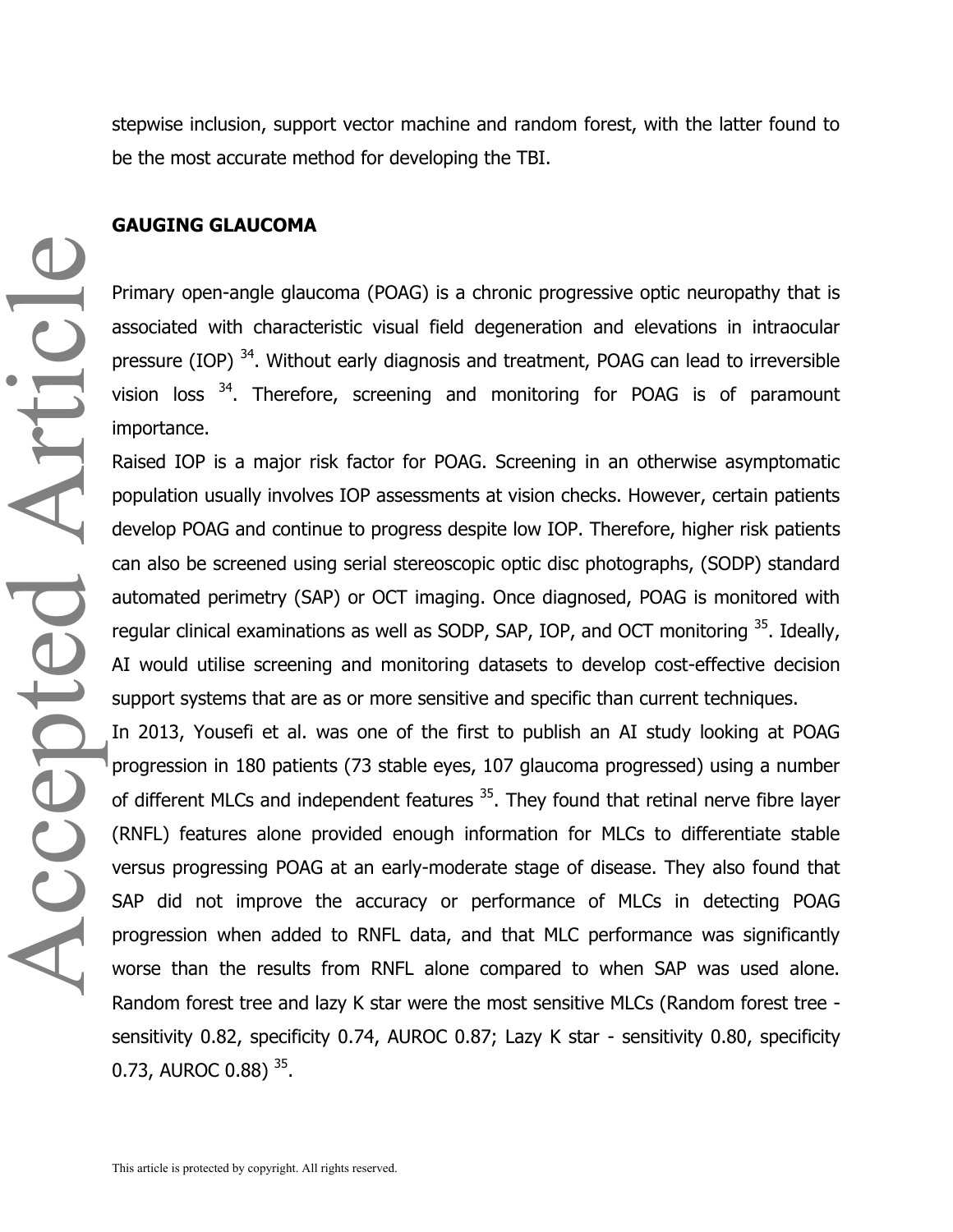stepwise inclusion, support vector machine and random forest, with the latter found to be the most accurate method for developing the TBI.

## GAUGING GLAUCOMA

Primary open-angle glaucoma (POAG) is a chronic progressive optic neuropathy that is associated with characteristic visual field degeneration and elevations in intraocular pressure (IOP) [34]. Without early diagnosis and treatment, POAG can lead to irreversible vision loss [34]. Therefore, screening and monitoring for POAG is of paramount importance.

Raised IOP is a major risk factor for POAG. Screening in an otherwise asymptomatic population usually involves IOP assessments at vision checks. However, certain patients develop POAG and continue to progress despite low IOP. Therefore, higher risk patients can also be screened using serial stereoscopic optic disc photographs, (SODP) standard automated perimetry (SAP) or OCT imaging. Once diagnosed, POAG is monitored with regular clinical examinations as well as SODP, SAP, IOP, and OCT monitoring [35]. Ideally, AI would utilise screening and monitoring datasets to develop cost-effective decision support systems that are as or more sensitive and specific than current techniques.

In 2013, Yousefi et al. was one of the first to publish an AI study looking at POAG progression in 180 patients (73 stable eyes, 107 glaucoma progressed) using a number of different MLCs and independent features [35]. They found that retinal nerve fibre layer (RNFL) features alone provided enough information for MLCs to differentiate stable versus progressing POAG at an early-moderate stage of disease. They also found that SAP did not improve the accuracy or performance of MLCs in detecting POAG progression when added to RNFL data, and that MLC performance was significantly worse than the results from RNFL alone compared to when SAP was used alone. Random forest tree and lazy K star were the most sensitive MLCs (Random forest tree - sensitivity 0.82, specificity 0.74, AUROC 0.87; Lazy K star - sensitivity 0.80, specificity 0.73, AUROC 0.88) [35].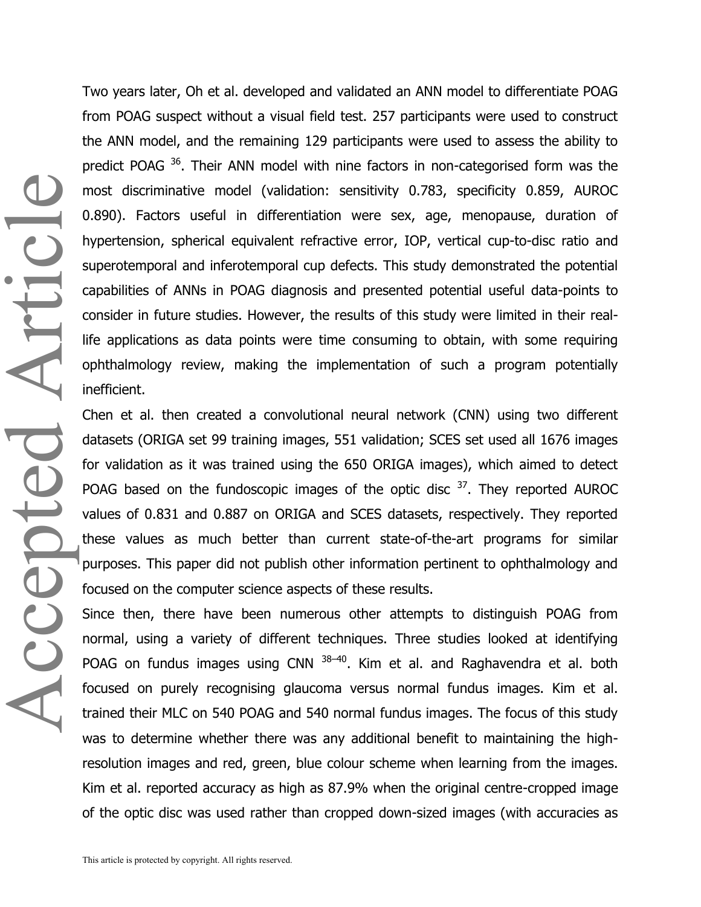Two years later, Oh et al. developed and validated an ANN model to differentiate POAG from POAG suspect without a visual field test. 257 participants were used to construct the ANN model, and the remaining 129 participants were used to assess the ability to predict POAG [36]. Their ANN model with nine factors in non-categorised form was the most discriminative model (validation: sensitivity 0.783, specificity 0.859, AUROC 0.890). Factors useful in differentiation were sex, age, menopause, duration of hypertension, spherical equivalent refractive error, IOP, vertical cup-to-disc ratio and superotemporal and inferotemporal cup defects. This study demonstrated the potential capabilities of ANNs in POAG diagnosis and presented potential useful data-points to consider in future studies. However, the results of this study were limited in their real-life applications as data points were time consuming to obtain, with some requiring ophthalmology review, making the implementation of such a program potentially inefficient.

Chen et al. then created a convolutional neural network (CNN) using two different datasets (ORIGA set 99 training images, 551 validation; SCES set used all 1676 images for validation as it was trained using the 650 ORIGA images), which aimed to detect POAG based on the fundoscopic images of the optic disc [37]. They reported AUROC values of 0.831 and 0.887 on ORIGA and SCES datasets, respectively. They reported these values as much better than current state-of-the-art programs for similar purposes. This paper did not publish other information pertinent to ophthalmology and focused on the computer science aspects of these results.

Since then, there have been numerous other attempts to distinguish POAG from normal, using a variety of different techniques. Three studies looked at identifying POAG on fundus images using CNN [38–40]. Kim et al. and Raghavendra et al. both focused on purely recognising glaucoma versus normal fundus images. Kim et al. trained their MLC on 540 POAG and 540 normal fundus images. The focus of this study was to determine whether there was any additional benefit to maintaining the high-resolution images and red, green, blue colour scheme when learning from the images. Kim et al. reported accuracy as high as 87.9% when the original centre-cropped image of the optic disc was used rather than cropped down-sized images (with accuracies as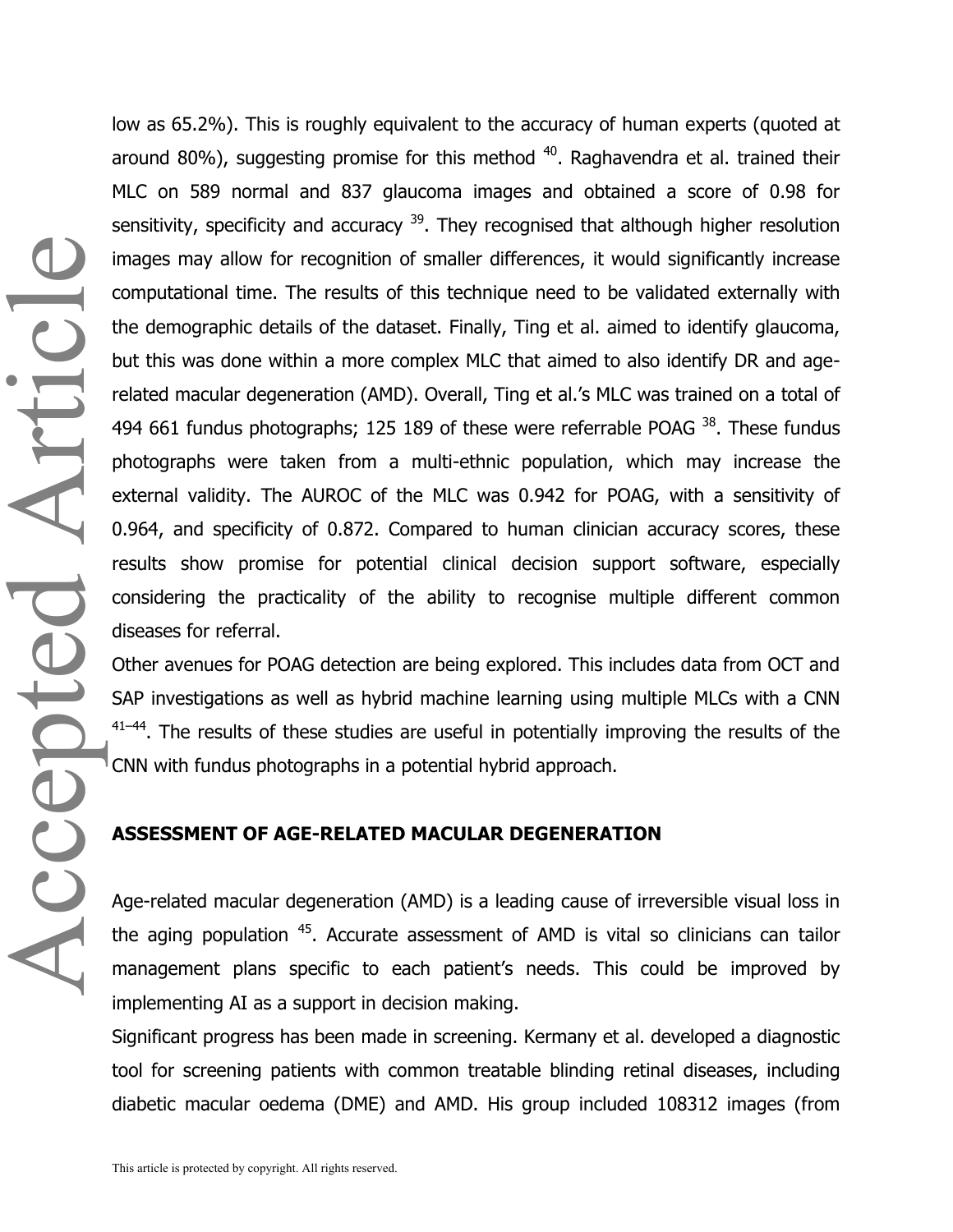low as 65.2%). This is roughly equivalent to the accuracy of human experts (quoted at around 80%), suggesting promise for this method [40]. Raghavendra et al. trained their MLC on 589 normal and 837 glaucoma images and obtained a score of 0.98 for sensitivity, specificity and accuracy [39]. They recognised that although higher resolution images may allow for recognition of smaller differences, it would significantly increase computational time. The results of this technique need to be validated externally with the demographic details of the dataset. Finally, Ting et al. aimed to identify glaucoma, but this was done within a more complex MLC that aimed to also identify DR and age-related macular degeneration (AMD). Overall, Ting et al.'s MLC was trained on a total of 494 661 fundus photographs; 125 189 of these were referrable POAG [38]. These fundus photographs were taken from a multi-ethnic population, which may increase the external validity. The AUROC of the MLC was 0.942 for POAG, with a sensitivity of 0.964, and specificity of 0.872. Compared to human clinician accuracy scores, these results show promise for potential clinical decision support software, especially considering the practicality of the ability to recognise multiple different common diseases for referral.

Other avenues for POAG detection are being explored. This includes data from OCT and SAP investigations as well as hybrid machine learning using multiple MLCs with a CNN [41–44]. The results of these studies are useful in potentially improving the results of the CNN with fundus photographs in a potential hybrid approach.

## ASSESSMENT OF AGE-RELATED MACULAR DEGENERATION

Age-related macular degeneration (AMD) is a leading cause of irreversible visual loss in the aging population [45]. Accurate assessment of AMD is vital so clinicians can tailor management plans specific to each patient's needs. This could be improved by implementing AI as a support in decision making.

Significant progress has been made in screening. Kermany et al. developed a diagnostic tool for screening patients with common treatable blinding retinal diseases, including diabetic macular oedema (DME) and AMD. His group included 108312 images (from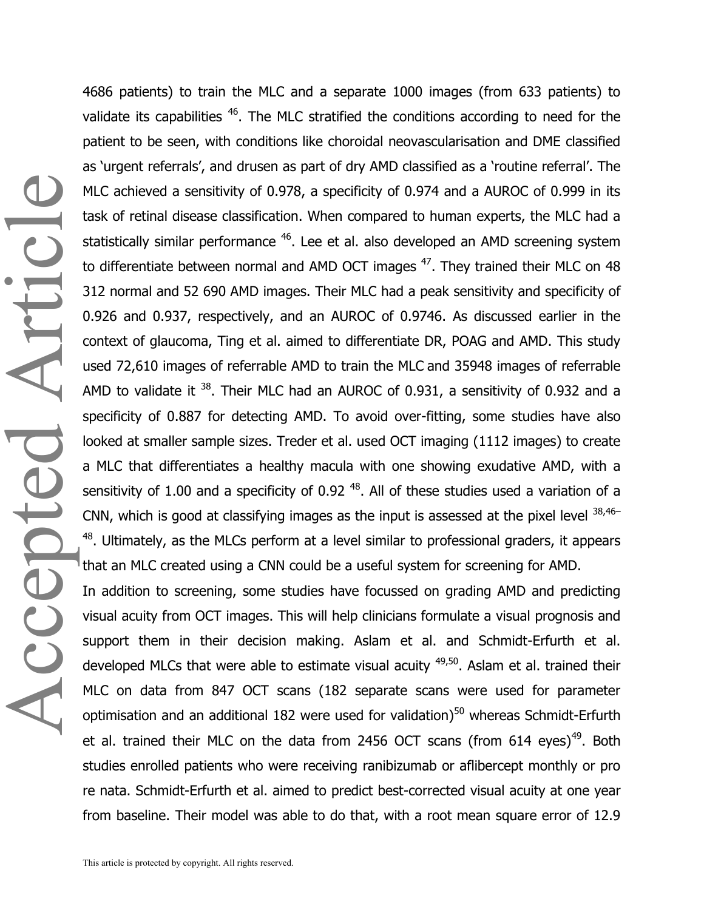4686 patients) to train the MLC and a separate 1000 images (from 633 patients) to validate its capabilities [46]. The MLC stratified the conditions according to need for the patient to be seen, with conditions like choroidal neovascularisation and DME classified as 'urgent referrals', and drusen as part of dry AMD classified as a 'routine referral'. The MLC achieved a sensitivity of 0.978, a specificity of 0.974 and a AUROC of 0.999 in its task of retinal disease classification. When compared to human experts, the MLC had a statistically similar performance [46]. Lee et al. also developed an AMD screening system to differentiate between normal and AMD OCT images [47]. They trained their MLC on 48 312 normal and 52 690 AMD images. Their MLC had a peak sensitivity and specificity of 0.926 and 0.937, respectively, and an AUROC of 0.9746. As discussed earlier in the context of glaucoma, Ting et al. aimed to differentiate DR, POAG and AMD. This study used 72,610 images of referrable AMD to train the MLC and 35948 images of referrable AMD to validate it [38]. Their MLC had an AUROC of 0.931, a sensitivity of 0.932 and a specificity of 0.887 for detecting AMD. To avoid over-fitting, some studies have also looked at smaller sample sizes. Treder et al. used OCT imaging (1112 images) to create a MLC that differentiates a healthy macula with one showing exudative AMD, with a sensitivity of 1.00 and a specificity of 0.92 [48]. All of these studies used a variation of a CNN, which is good at classifying images as the input is assessed at the pixel level [38,46–48]. Ultimately, as the MLCs perform at a level similar to professional graders, it appears that an MLC created using a CNN could be a useful system for screening for AMD.

In addition to screening, some studies have focussed on grading AMD and predicting visual acuity from OCT images. This will help clinicians formulate a visual prognosis and support them in their decision making. Aslam et al. and Schmidt-Erfurth et al. developed MLCs that were able to estimate visual acuity [49,50]. Aslam et al. trained their MLC on data from 847 OCT scans (182 separate scans were used for parameter optimisation and an additional 182 were used for validation)[50] whereas Schmidt-Erfurth et al. trained their MLC on the data from 2456 OCT scans (from 614 eyes)[49]. Both studies enrolled patients who were receiving ranibizumab or aflibercept monthly or pro re nata. Schmidt-Erfurth et al. aimed to predict best-corrected visual acuity at one year from baseline. Their model was able to do that, with a root mean square error of 12.9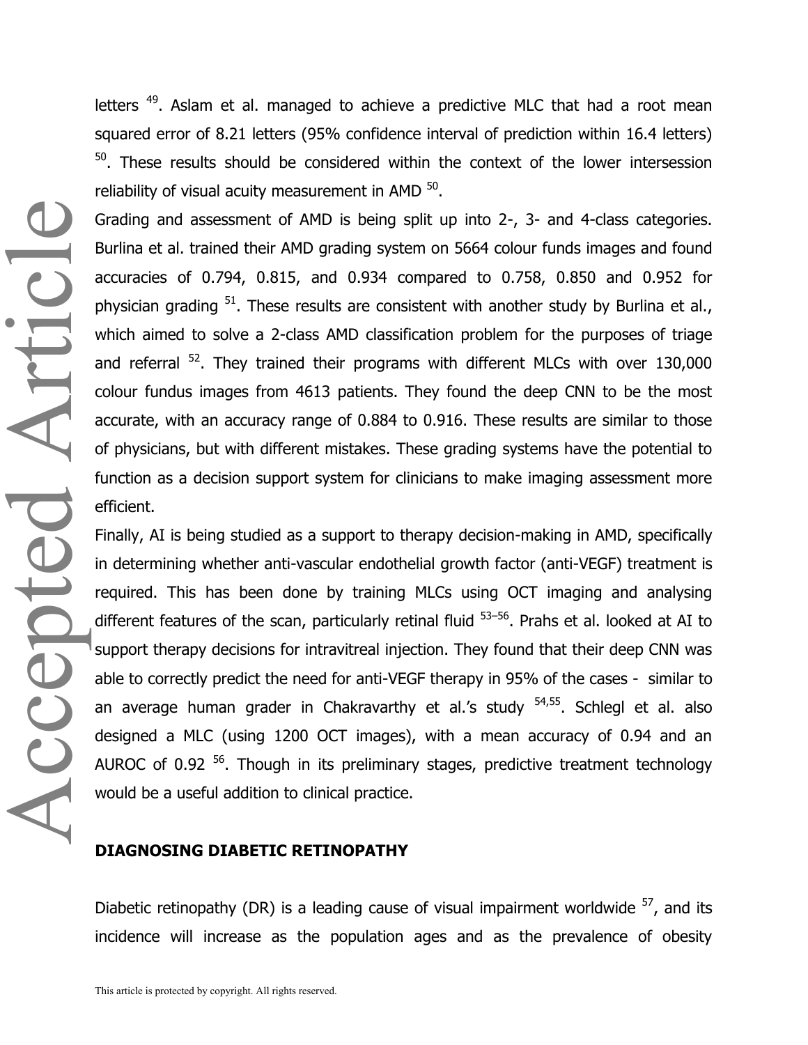letters [49]. Aslam et al. managed to achieve a predictive MLC that had a root mean squared error of 8.21 letters (95% confidence interval of prediction within 16.4 letters) [50]. These results should be considered within the context of the lower intersession reliability of visual acuity measurement in AMD [50].

Grading and assessment of AMD is being split up into 2-, 3- and 4-class categories. Burlina et al. trained their AMD grading system on 5664 colour funds images and found accuracies of 0.794, 0.815, and 0.934 compared to 0.758, 0.850 and 0.952 for physician grading [51]. These results are consistent with another study by Burlina et al., which aimed to solve a 2-class AMD classification problem for the purposes of triage and referral [52]. They trained their programs with different MLCs with over 130,000 colour fundus images from 4613 patients. They found the deep CNN to be the most accurate, with an accuracy range of 0.884 to 0.916. These results are similar to those of physicians, but with different mistakes. These grading systems have the potential to function as a decision support system for clinicians to make imaging assessment more efficient.

Finally, AI is being studied as a support to therapy decision-making in AMD, specifically in determining whether anti-vascular endothelial growth factor (anti-VEGF) treatment is required. This has been done by training MLCs using OCT imaging and analysing different features of the scan, particularly retinal fluid [53–56]. Prahs et al. looked at AI to support therapy decisions for intravitreal injection. They found that their deep CNN was able to correctly predict the need for anti-VEGF therapy in 95% of the cases - similar to an average human grader in Chakravarthy et al.'s study [54,55]. Schlegl et al. also designed a MLC (using 1200 OCT images), with a mean accuracy of 0.94 and an AUROC of 0.92 [56]. Though in its preliminary stages, predictive treatment technology would be a useful addition to clinical practice.

## DIAGNOSING DIABETIC RETINOPATHY

Diabetic retinopathy (DR) is a leading cause of visual impairment worldwide [57], and its incidence will increase as the population ages and as the prevalence of obesity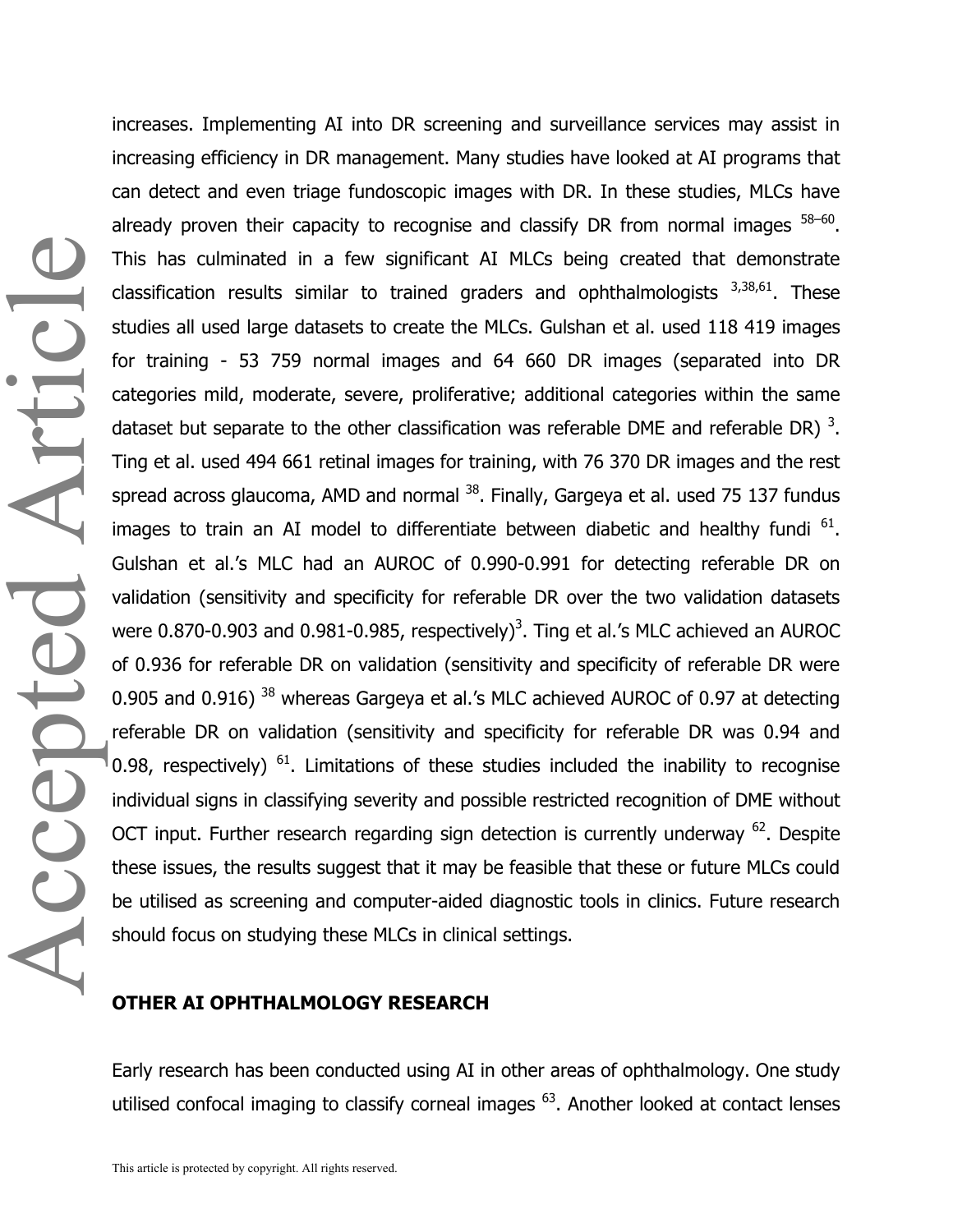increases. Implementing AI into DR screening and surveillance services may assist in increasing efficiency in DR management. Many studies have looked at AI programs that can detect and even triage fundoscopic images with DR. In these studies, MLCs have already proven their capacity to recognise and classify DR from normal images [58–60]. This has culminated in a few significant AI MLCs being created that demonstrate classification results similar to trained graders and ophthalmologists [3,38,61]. These studies all used large datasets to create the MLCs. Gulshan et al. used 118 419 images for training - 53 759 normal images and 64 660 DR images (separated into DR categories mild, moderate, severe, proliferative; additional categories within the same dataset but separate to the other classification was referable DME and referable DR) [3]. Ting et al. used 494 661 retinal images for training, with 76 370 DR images and the rest spread across glaucoma, AMD and normal [38]. Finally, Gargeya et al. used 75 137 fundus images to train an AI model to differentiate between diabetic and healthy fundi [61]. Gulshan et al.'s MLC had an AUROC of 0.990-0.991 for detecting referable DR on validation (sensitivity and specificity for referable DR over the two validation datasets were 0.870-0.903 and 0.981-0.985, respectively)[3]. Ting et al.'s MLC achieved an AUROC of 0.936 for referable DR on validation (sensitivity and specificity of referable DR were 0.905 and 0.916) [38] whereas Gargeya et al.'s MLC achieved AUROC of 0.97 at detecting referable DR on validation (sensitivity and specificity for referable DR was 0.94 and 0.98, respectively) [61]. Limitations of these studies included the inability to recognise individual signs in classifying severity and possible restricted recognition of DME without OCT input. Further research regarding sign detection is currently underway [62]. Despite these issues, the results suggest that it may be feasible that these or future MLCs could be utilised as screening and computer-aided diagnostic tools in clinics. Future research should focus on studying these MLCs in clinical settings.

## OTHER AI OPHTHALMOLOGY RESEARCH

Early research has been conducted using AI in other areas of ophthalmology. One study utilised confocal imaging to classify corneal images [63]. Another looked at contact lenses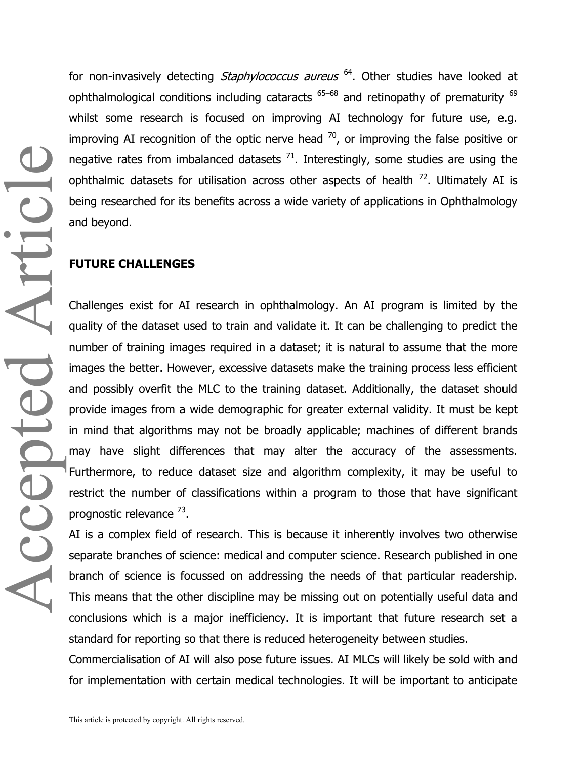for non-invasively detecting *Staphylococcus aureus* [64]. Other studies have looked at ophthalmological conditions including cataracts [65–68] and retinopathy of prematurity [69] whilst some research is focused on improving AI technology for future use, e.g. improving AI recognition of the optic nerve head [70], or improving the false positive or negative rates from imbalanced datasets [71]. Interestingly, some studies are using the ophthalmic datasets for utilisation across other aspects of health [72]. Ultimately AI is being researched for its benefits across a wide variety of applications in Ophthalmology and beyond.

## FUTURE CHALLENGES

Challenges exist for AI research in ophthalmology. An AI program is limited by the quality of the dataset used to train and validate it. It can be challenging to predict the number of training images required in a dataset; it is natural to assume that the more images the better. However, excessive datasets make the training process less efficient and possibly overfit the MLC to the training dataset. Additionally, the dataset should provide images from a wide demographic for greater external validity. It must be kept in mind that algorithms may not be broadly applicable; machines of different brands may have slight differences that may alter the accuracy of the assessments. Furthermore, to reduce dataset size and algorithm complexity, it may be useful to restrict the number of classifications within a program to those that have significant prognostic relevance [73].

AI is a complex field of research. This is because it inherently involves two otherwise separate branches of science: medical and computer science. Research published in one branch of science is focussed on addressing the needs of that particular readership. This means that the other discipline may be missing out on potentially useful data and conclusions which is a major inefficiency. It is important that future research set a standard for reporting so that there is reduced heterogeneity between studies.

Commercialisation of AI will also pose future issues. AI MLCs will likely be sold with and for implementation with certain medical technologies. It will be important to anticipate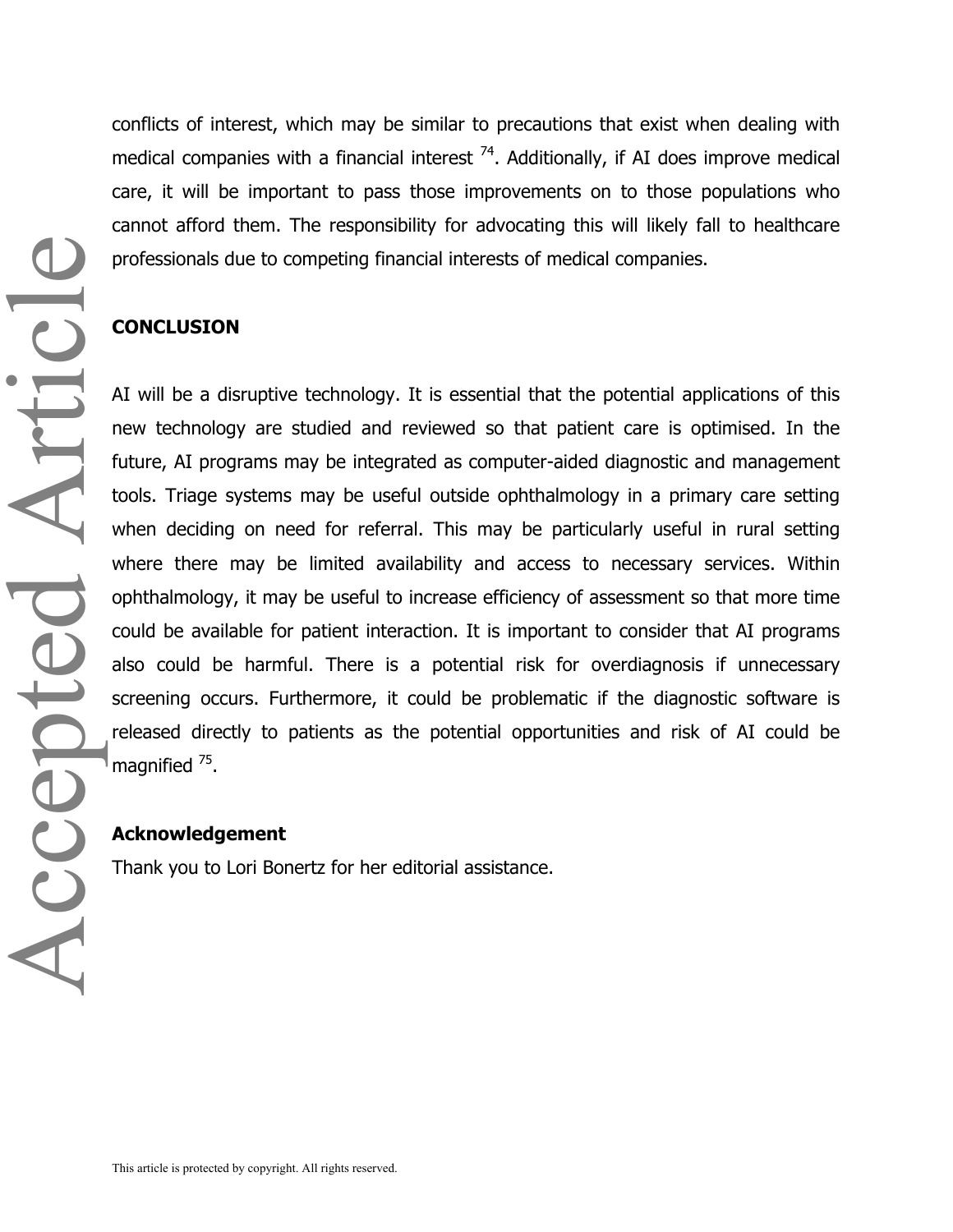conflicts of interest, which may be similar to precautions that exist when dealing with medical companies with a financial interest [74]. Additionally, if AI does improve medical care, it will be important to pass those improvements on to those populations who cannot afford them. The responsibility for advocating this will likely fall to healthcare professionals due to competing financial interests of medical companies.

## CONCLUSION

AI will be a disruptive technology. It is essential that the potential applications of this new technology are studied and reviewed so that patient care is optimised. In the future, AI programs may be integrated as computer-aided diagnostic and management tools. Triage systems may be useful outside ophthalmology in a primary care setting when deciding on need for referral. This may be particularly useful in rural setting where there may be limited availability and access to necessary services. Within ophthalmology, it may be useful to increase efficiency of assessment so that more time could be available for patient interaction. It is important to consider that AI programs also could be harmful. There is a potential risk for overdiagnosis if unnecessary screening occurs. Furthermore, it could be problematic if the diagnostic software is released directly to patients as the potential opportunities and risk of AI could be magnified [75].

### Acknowledgement

Thank you to Lori Bonertz for her editorial assistance.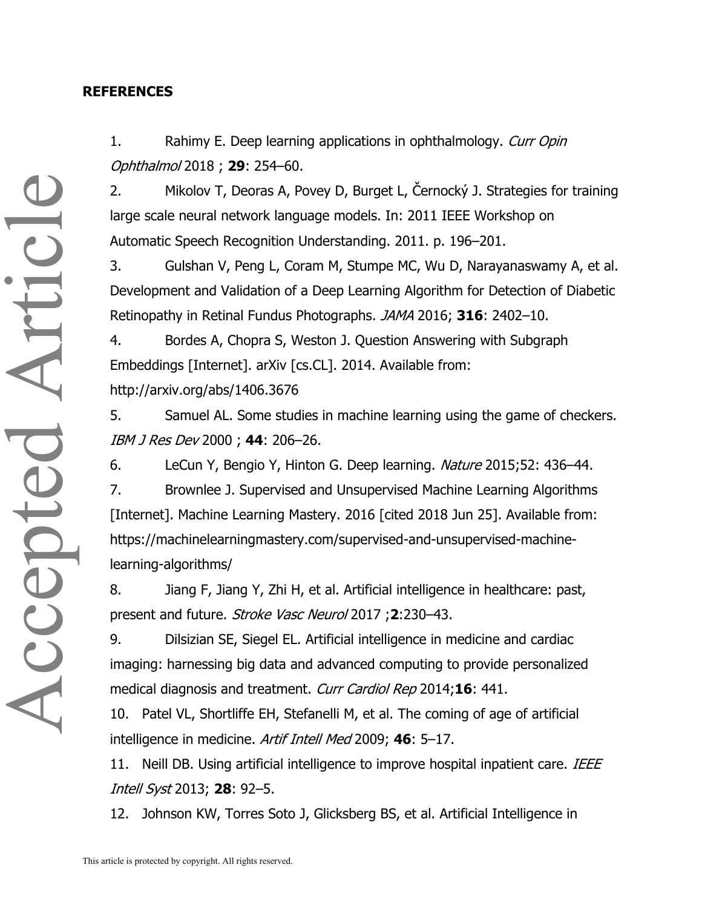**REFERENCES**

1. Rahimy E. Deep learning applications in ophthalmology. *Curr Opin Ophthalmol* 2018 ; **29**: 254–60.
2. Mikolov T, Deoras A, Povey D, Burget L, Černocký J. Strategies for training large scale neural network language models. In: 2011 IEEE Workshop on Automatic Speech Recognition Understanding. 2011. p. 196–201.
3. Gulshan V, Peng L, Coram M, Stumpe MC, Wu D, Narayanaswamy A, et al. Development and Validation of a Deep Learning Algorithm for Detection of Diabetic Retinopathy in Retinal Fundus Photographs. *JAMA* 2016; **316**: 2402–10.
4. Bordes A, Chopra S, Weston J. Question Answering with Subgraph Embeddings [Internet]. arXiv [cs.CL]. 2014. Available from: http://arxiv.org/abs/1406.3676
5. Samuel AL. Some studies in machine learning using the game of checkers. *IBM J Res Dev* 2000 ; **44**: 206–26.
6. LeCun Y, Bengio Y, Hinton G. Deep learning. *Nature* 2015;52: 436–44.
7. Brownlee J. Supervised and Unsupervised Machine Learning Algorithms [Internet]. Machine Learning Mastery. 2016 [cited 2018 Jun 25]. Available from: https://machinelearningmastery.com/supervised-and-unsupervised-machine-learning-algorithms/
8. Jiang F, Jiang Y, Zhi H, et al. Artificial intelligence in healthcare: past, present and future. *Stroke Vasc Neurol* 2017 ;**2**:230–43.
9. Dilsizian SE, Siegel EL. Artificial intelligence in medicine and cardiac imaging: harnessing big data and advanced computing to provide personalized medical diagnosis and treatment. *Curr Cardiol Rep* 2014;**16**: 441.
10. Patel VL, Shortliffe EH, Stefanelli M, et al. The coming of age of artificial intelligence in medicine. *Artif Intell Med* 2009; **46**: 5–17.
11. Neill DB. Using artificial intelligence to improve hospital inpatient care. *IEEE Intell Syst* 2013; **28**: 92–5.
12. Johnson KW, Torres Soto J, Glicksberg BS, et al. Artificial Intelligence in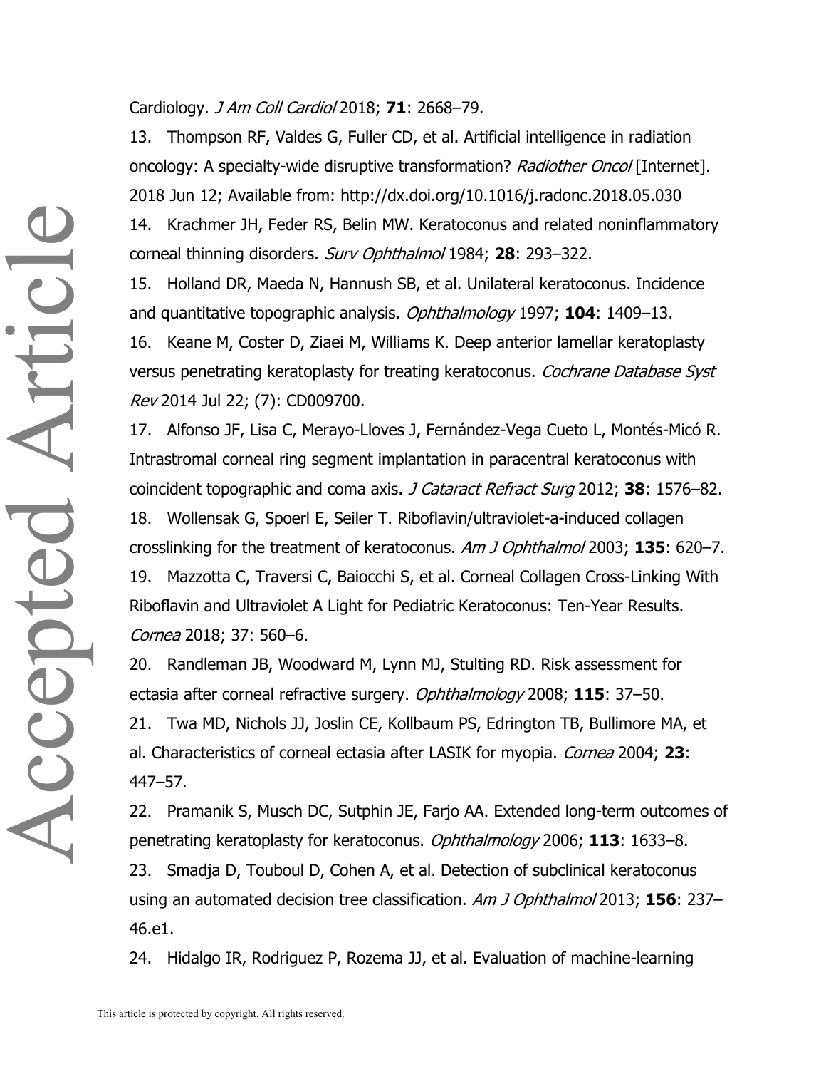Cardiology. *J Am Coll Cardiol* 2018; **71**: 2668–79.

13. Thompson RF, Valdes G, Fuller CD, et al. Artificial intelligence in radiation oncology: A specialty-wide disruptive transformation? *Radiother Oncol* [Internet]. 2018 Jun 12; Available from: http://dx.doi.org/10.1016/j.radonc.2018.05.030

14. Krachmer JH, Feder RS, Belin MW. Keratoconus and related noninflammatory corneal thinning disorders. *Surv Ophthalmol* 1984; **28**: 293–322.

15. Holland DR, Maeda N, Hannush SB, et al. Unilateral keratoconus. Incidence and quantitative topographic analysis. *Ophthalmology* 1997; **104**: 1409–13.

16. Keane M, Coster D, Ziaei M, Williams K. Deep anterior lamellar keratoplasty versus penetrating keratoplasty for treating keratoconus. *Cochrane Database Syst Rev* 2014 Jul 22; (7): CD009700.

17. Alfonso JF, Lisa C, Merayo-Lloves J, Fernández-Vega Cueto L, Montés-Micó R. Intrastromal corneal ring segment implantation in paracentral keratoconus with coincident topographic and coma axis. *J Cataract Refract Surg* 2012; **38**: 1576–82.

18. Wollensak G, Spoerl E, Seiler T. Riboflavin/ultraviolet-a-induced collagen crosslinking for the treatment of keratoconus. *Am J Ophthalmol* 2003; **135**: 620–7.

19. Mazzotta C, Traversi C, Baiocchi S, et al. Corneal Collagen Cross-Linking With Riboflavin and Ultraviolet A Light for Pediatric Keratoconus: Ten-Year Results. *Cornea* 2018; 37: 560–6.

20. Randleman JB, Woodward M, Lynn MJ, Stulting RD. Risk assessment for ectasia after corneal refractive surgery. *Ophthalmology* 2008; **115**: 37–50.

21. Twa MD, Nichols JJ, Joslin CE, Kollbaum PS, Edrington TB, Bullimore MA, et al. Characteristics of corneal ectasia after LASIK for myopia. *Cornea* 2004; **23**: 447–57.

22. Pramanik S, Musch DC, Sutphin JE, Farjo AA. Extended long-term outcomes of penetrating keratoplasty for keratoconus. *Ophthalmology* 2006; **113**: 1633–8.

23. Smadja D, Touboul D, Cohen A, et al. Detection of subclinical keratoconus using an automated decision tree classification. *Am J Ophthalmol* 2013; **156**: 237–46.e1.

24. Hidalgo IR, Rodriguez P, Rozema JJ, et al. Evaluation of machine-learning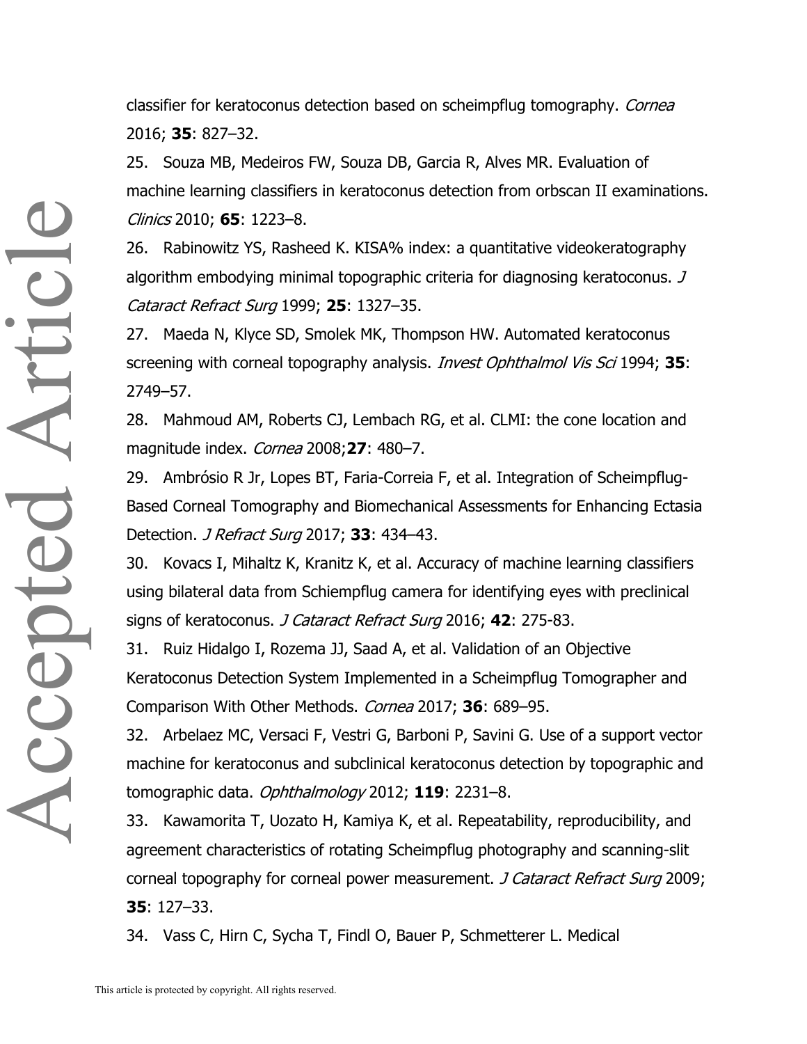classifier for keratoconus detection based on scheimpflug tomography. *Cornea* 2016; **35**: 827–32.

25. Souza MB, Medeiros FW, Souza DB, Garcia R, Alves MR. Evaluation of machine learning classifiers in keratoconus detection from orbscan II examinations. *Clinics* 2010; **65**: 1223–8.

26. Rabinowitz YS, Rasheed K. KISA% index: a quantitative videokeratography algorithm embodying minimal topographic criteria for diagnosing keratoconus. *J Cataract Refract Surg* 1999; **25**: 1327–35.

27. Maeda N, Klyce SD, Smolek MK, Thompson HW. Automated keratoconus screening with corneal topography analysis. *Invest Ophthalmol Vis Sci* 1994; **35**: 2749–57.

28. Mahmoud AM, Roberts CJ, Lembach RG, et al. CLMI: the cone location and magnitude index. *Cornea* 2008;**27**: 480–7.

29. Ambrósio R Jr, Lopes BT, Faria-Correia F, et al. Integration of Scheimpflug-Based Corneal Tomography and Biomechanical Assessments for Enhancing Ectasia Detection. *J Refract Surg* 2017; **33**: 434–43.

30. Kovacs I, Mihaltz K, Kranitz K, et al. Accuracy of machine learning classifiers using bilateral data from Schiempflug camera for identifying eyes with preclinical signs of keratoconus. *J Cataract Refract Surg* 2016; **42**: 275-83.

31. Ruiz Hidalgo I, Rozema JJ, Saad A, et al. Validation of an Objective Keratoconus Detection System Implemented in a Scheimpflug Tomographer and Comparison With Other Methods. *Cornea* 2017; **36**: 689–95.

32. Arbelaez MC, Versaci F, Vestri G, Barboni P, Savini G. Use of a support vector machine for keratoconus and subclinical keratoconus detection by topographic and tomographic data. *Ophthalmology* 2012; **119**: 2231–8.

33. Kawamorita T, Uozato H, Kamiya K, et al. Repeatability, reproducibility, and agreement characteristics of rotating Scheimpflug photography and scanning-slit corneal topography for corneal power measurement. *J Cataract Refract Surg* 2009; **35**: 127–33.

34. Vass C, Hirn C, Sycha T, Findl O, Bauer P, Schmetterer L. Medical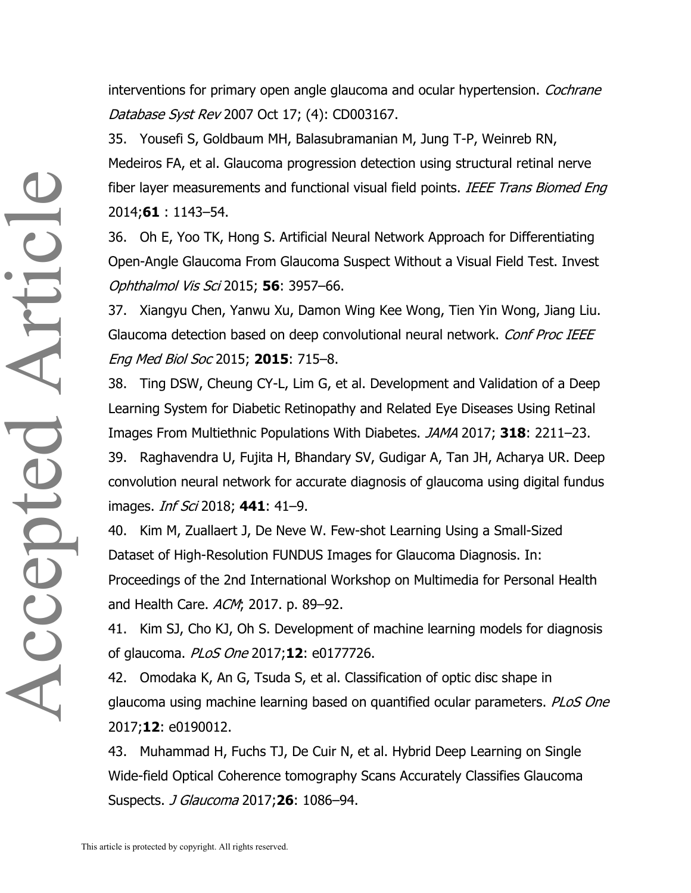interventions for primary open angle glaucoma and ocular hypertension. *Cochrane Database Syst Rev* 2007 Oct 17; (4): CD003167.

35. Yousefi S, Goldbaum MH, Balasubramanian M, Jung T-P, Weinreb RN, Medeiros FA, et al. Glaucoma progression detection using structural retinal nerve fiber layer measurements and functional visual field points. *IEEE Trans Biomed Eng* 2014;**61** : 1143–54.

36. Oh E, Yoo TK, Hong S. Artificial Neural Network Approach for Differentiating Open-Angle Glaucoma From Glaucoma Suspect Without a Visual Field Test. Invest *Ophthalmol Vis Sci* 2015; **56**: 3957–66.

37. Xiangyu Chen, Yanwu Xu, Damon Wing Kee Wong, Tien Yin Wong, Jiang Liu. Glaucoma detection based on deep convolutional neural network. *Conf Proc IEEE Eng Med Biol Soc* 2015; **2015**: 715–8.

38. Ting DSW, Cheung CY-L, Lim G, et al. Development and Validation of a Deep Learning System for Diabetic Retinopathy and Related Eye Diseases Using Retinal Images From Multiethnic Populations With Diabetes. *JAMA* 2017; **318**: 2211–23.

39. Raghavendra U, Fujita H, Bhandary SV, Gudigar A, Tan JH, Acharya UR. Deep convolution neural network for accurate diagnosis of glaucoma using digital fundus images. *Inf Sci* 2018; **441**: 41–9.

40. Kim M, Zuallaert J, De Neve W. Few-shot Learning Using a Small-Sized Dataset of High-Resolution FUNDUS Images for Glaucoma Diagnosis. In: Proceedings of the 2nd International Workshop on Multimedia for Personal Health and Health Care. *ACM*; 2017. p. 89–92.

41. Kim SJ, Cho KJ, Oh S. Development of machine learning models for diagnosis of glaucoma. *PLoS One* 2017;**12**: e0177726.

42. Omodaka K, An G, Tsuda S, et al. Classification of optic disc shape in glaucoma using machine learning based on quantified ocular parameters. *PLoS One* 2017;**12**: e0190012.

43. Muhammad H, Fuchs TJ, De Cuir N, et al. Hybrid Deep Learning on Single Wide-field Optical Coherence tomography Scans Accurately Classifies Glaucoma Suspects. *J Glaucoma* 2017;**26**: 1086–94.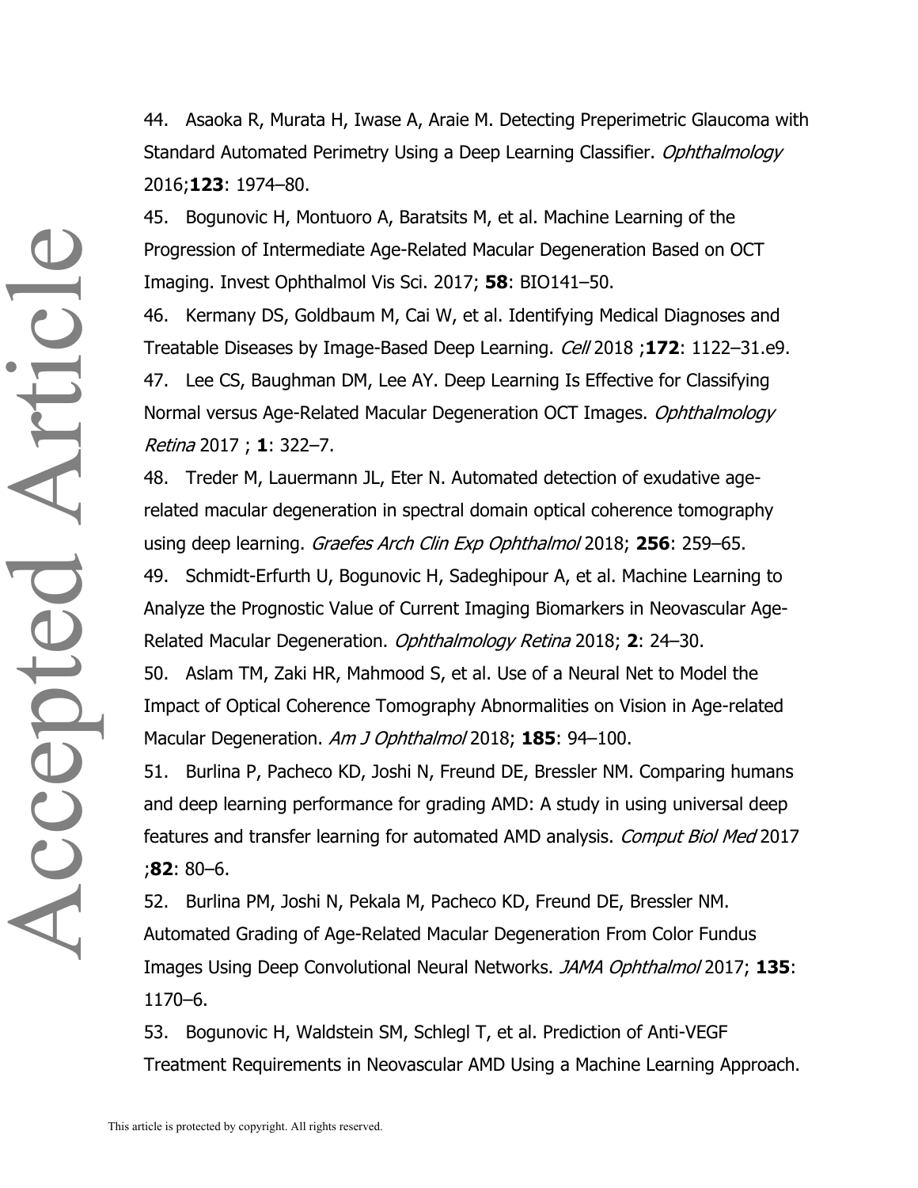44. Asaoka R, Murata H, Iwase A, Araie M. Detecting Preperimetric Glaucoma with Standard Automated Perimetry Using a Deep Learning Classifier. *Ophthalmology* 2016;**123**: 1974–80.

45. Bogunovic H, Montuoro A, Baratsits M, et al. Machine Learning of the Progression of Intermediate Age-Related Macular Degeneration Based on OCT Imaging. Invest Ophthalmol Vis Sci. 2017; **58**: BIO141–50.

46. Kermany DS, Goldbaum M, Cai W, et al. Identifying Medical Diagnoses and Treatable Diseases by Image-Based Deep Learning. *Cell* 2018 ;**172**: 1122–31.e9.

47. Lee CS, Baughman DM, Lee AY. Deep Learning Is Effective for Classifying Normal versus Age-Related Macular Degeneration OCT Images. *Ophthalmology Retina* 2017 ; **1**: 322–7.

48. Treder M, Lauermann JL, Eter N. Automated detection of exudative age-related macular degeneration in spectral domain optical coherence tomography using deep learning. *Graefes Arch Clin Exp Ophthalmol* 2018; **256**: 259–65.

49. Schmidt-Erfurth U, Bogunovic H, Sadeghipour A, et al. Machine Learning to Analyze the Prognostic Value of Current Imaging Biomarkers in Neovascular Age-Related Macular Degeneration. *Ophthalmology Retina* 2018; **2**: 24–30.

50. Aslam TM, Zaki HR, Mahmood S, et al. Use of a Neural Net to Model the Impact of Optical Coherence Tomography Abnormalities on Vision in Age-related Macular Degeneration. *Am J Ophthalmol* 2018; **185**: 94–100.

51. Burlina P, Pacheco KD, Joshi N, Freund DE, Bressler NM. Comparing humans and deep learning performance for grading AMD: A study in using universal deep features and transfer learning for automated AMD analysis. *Comput Biol Med* 2017 ;**82**: 80–6.

52. Burlina PM, Joshi N, Pekala M, Pacheco KD, Freund DE, Bressler NM. Automated Grading of Age-Related Macular Degeneration From Color Fundus Images Using Deep Convolutional Neural Networks. *JAMA Ophthalmol* 2017; **135**: 1170–6.

53. Bogunovic H, Waldstein SM, Schlegl T, et al. Prediction of Anti-VEGF Treatment Requirements in Neovascular AMD Using a Machine Learning Approach.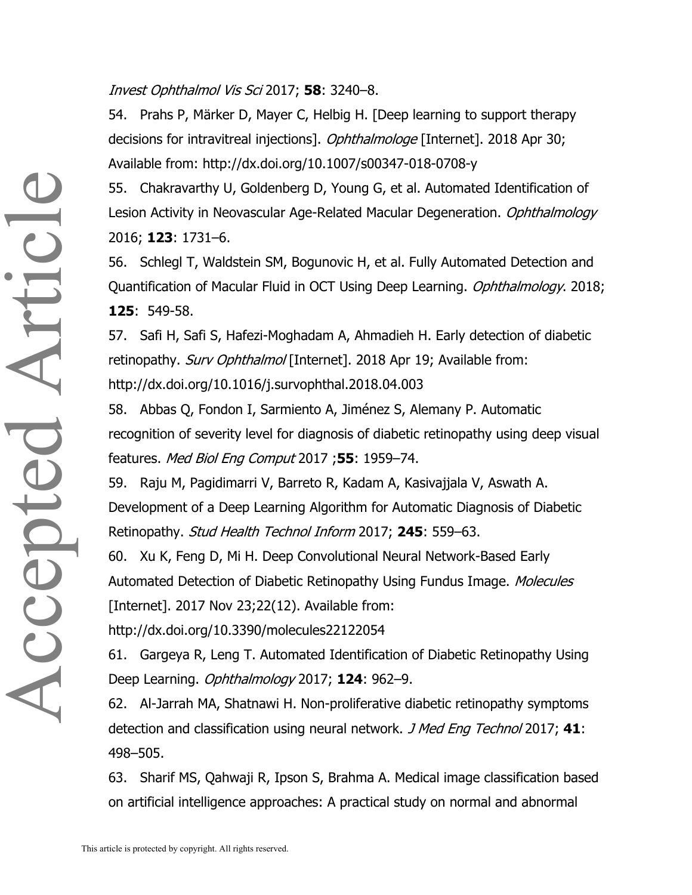*Invest Ophthalmol Vis Sci* 2017; **58**: 3240–8.

54. Prahs P, Märker D, Mayer C, Helbig H. [Deep learning to support therapy decisions for intravitreal injections]. *Ophthalmologe* [Internet]. 2018 Apr 30; Available from: http://dx.doi.org/10.1007/s00347-018-0708-y

55. Chakravarthy U, Goldenberg D, Young G, et al. Automated Identification of Lesion Activity in Neovascular Age-Related Macular Degeneration. *Ophthalmology* 2016; **123**: 1731–6.

56. Schlegl T, Waldstein SM, Bogunovic H, et al. Fully Automated Detection and Quantification of Macular Fluid in OCT Using Deep Learning. *Ophthalmology*. 2018; **125**: 549-58.

57. Safi H, Safi S, Hafezi-Moghadam A, Ahmadieh H. Early detection of diabetic retinopathy. *Surv Ophthalmol* [Internet]. 2018 Apr 19; Available from: http://dx.doi.org/10.1016/j.survophthal.2018.04.003

58. Abbas Q, Fondon I, Sarmiento A, Jiménez S, Alemany P. Automatic recognition of severity level for diagnosis of diabetic retinopathy using deep visual features. *Med Biol Eng Comput* 2017 ;**55**: 1959–74.

59. Raju M, Pagidimarri V, Barreto R, Kadam A, Kasivajjala V, Aswath A. Development of a Deep Learning Algorithm for Automatic Diagnosis of Diabetic Retinopathy. *Stud Health Technol Inform* 2017; **245**: 559–63.

60. Xu K, Feng D, Mi H. Deep Convolutional Neural Network-Based Early Automated Detection of Diabetic Retinopathy Using Fundus Image. *Molecules* [Internet]. 2017 Nov 23;22(12). Available from: http://dx.doi.org/10.3390/molecules22122054

61. Gargeya R, Leng T. Automated Identification of Diabetic Retinopathy Using Deep Learning. *Ophthalmology* 2017; **124**: 962–9.

62. Al-Jarrah MA, Shatnawi H. Non-proliferative diabetic retinopathy symptoms detection and classification using neural network. *J Med Eng Technol* 2017; **41**: 498–505.

63. Sharif MS, Qahwaji R, Ipson S, Brahma A. Medical image classification based on artificial intelligence approaches: A practical study on normal and abnormal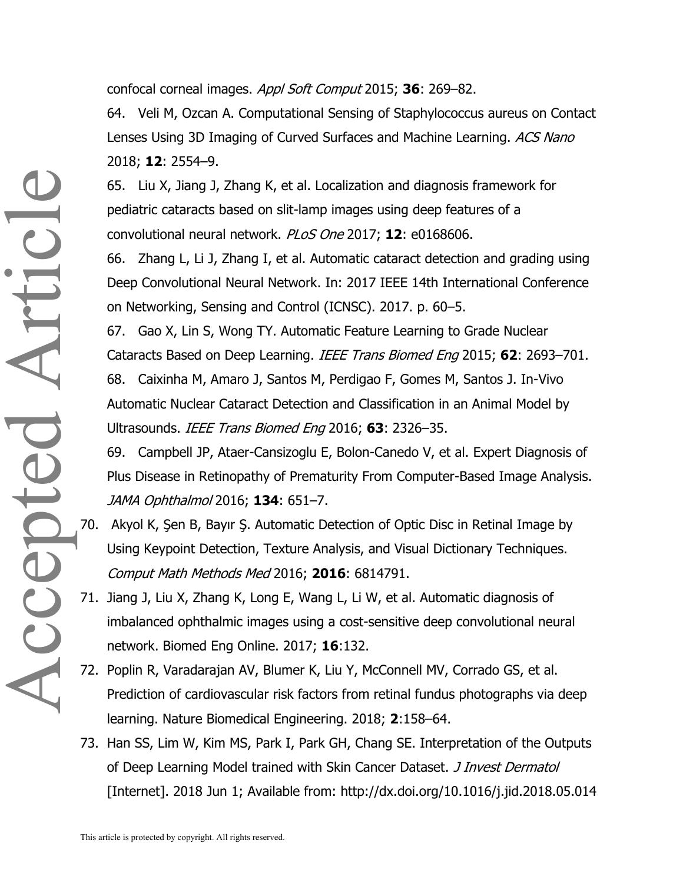confocal corneal images. *Appl Soft Comput* 2015; **36**: 269–82.

64. Veli M, Ozcan A. Computational Sensing of Staphylococcus aureus on Contact Lenses Using 3D Imaging of Curved Surfaces and Machine Learning. *ACS Nano* 2018; **12**: 2554–9.

65. Liu X, Jiang J, Zhang K, et al. Localization and diagnosis framework for pediatric cataracts based on slit-lamp images using deep features of a convolutional neural network. *PLoS One* 2017; **12**: e0168606.

66. Zhang L, Li J, Zhang I, et al. Automatic cataract detection and grading using Deep Convolutional Neural Network. In: 2017 IEEE 14th International Conference on Networking, Sensing and Control (ICNSC). 2017. p. 60–5.

67. Gao X, Lin S, Wong TY. Automatic Feature Learning to Grade Nuclear Cataracts Based on Deep Learning. *IEEE Trans Biomed Eng* 2015; **62**: 2693–701.

68. Caixinha M, Amaro J, Santos M, Perdigao F, Gomes M, Santos J. In-Vivo Automatic Nuclear Cataract Detection and Classification in an Animal Model by Ultrasounds. *IEEE Trans Biomed Eng* 2016; **63**: 2326–35.

69. Campbell JP, Ataer-Cansizoglu E, Bolon-Canedo V, et al. Expert Diagnosis of Plus Disease in Retinopathy of Prematurity From Computer-Based Image Analysis. *JAMA Ophthalmol* 2016; **134**: 651–7.

70. Akyol K, Şen B, Bayır Ş. Automatic Detection of Optic Disc in Retinal Image by Using Keypoint Detection, Texture Analysis, and Visual Dictionary Techniques. *Comput Math Methods Med* 2016; **2016**: 6814791.

71. Jiang J, Liu X, Zhang K, Long E, Wang L, Li W, et al. Automatic diagnosis of imbalanced ophthalmic images using a cost-sensitive deep convolutional neural network. Biomed Eng Online. 2017; **16**:132.

72. Poplin R, Varadarajan AV, Blumer K, Liu Y, McConnell MV, Corrado GS, et al. Prediction of cardiovascular risk factors from retinal fundus photographs via deep learning. Nature Biomedical Engineering. 2018; **2**:158–64.

73. Han SS, Lim W, Kim MS, Park I, Park GH, Chang SE. Interpretation of the Outputs of Deep Learning Model trained with Skin Cancer Dataset. *J Invest Dermatol* [Internet]. 2018 Jun 1; Available from: http://dx.doi.org/10.1016/j.jid.2018.05.014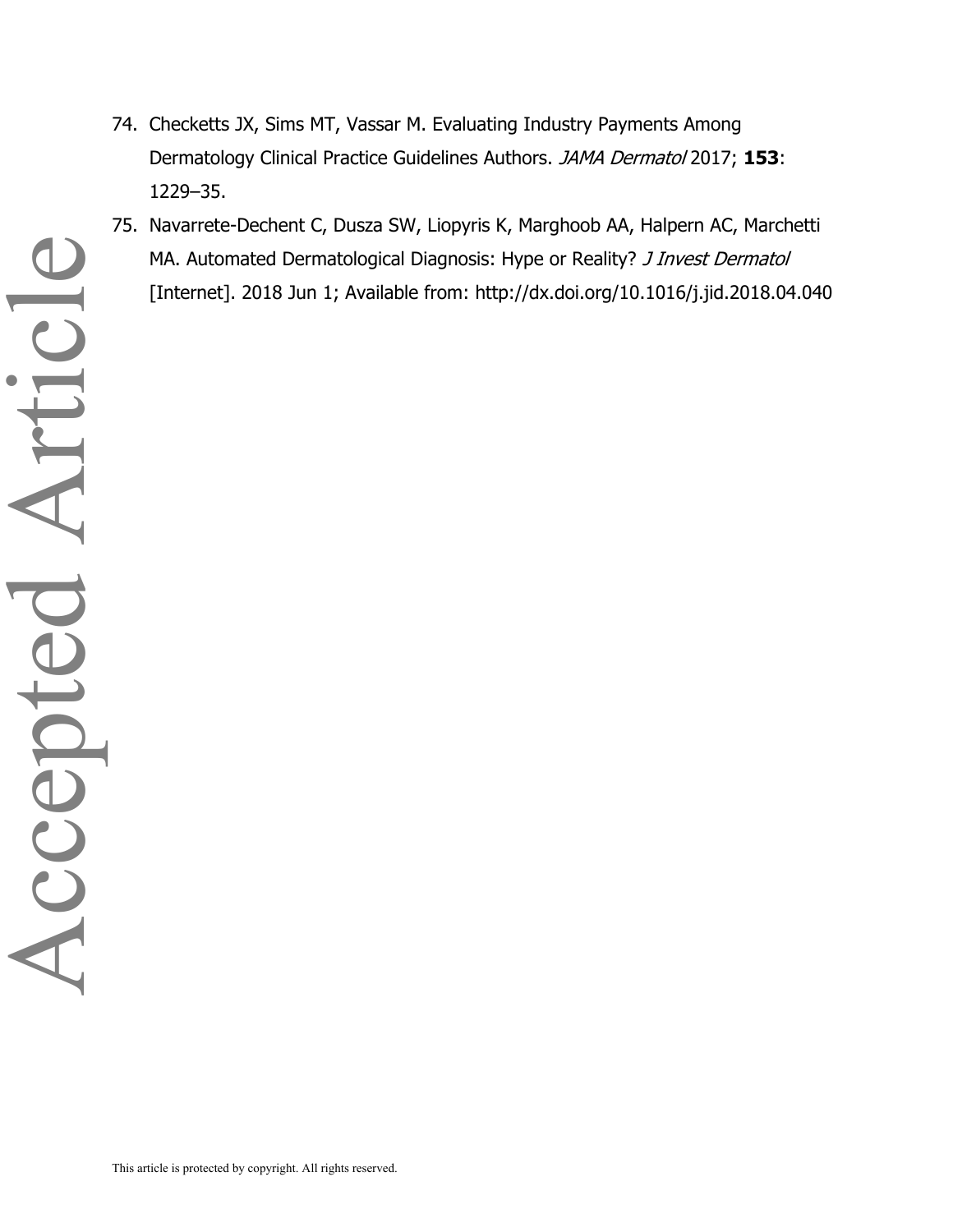74. Checketts JX, Sims MT, Vassar M. Evaluating Industry Payments Among Dermatology Clinical Practice Guidelines Authors. *JAMA Dermatol* 2017; **153**: 1229–35.
75. Navarrete-Dechent C, Dusza SW, Liopyris K, Marghoob AA, Halpern AC, Marchetti MA. Automated Dermatological Diagnosis: Hype or Reality? *J Invest Dermatol* [Internet]. 2018 Jun 1; Available from: http://dx.doi.org/10.1016/j.jid.2018.04.040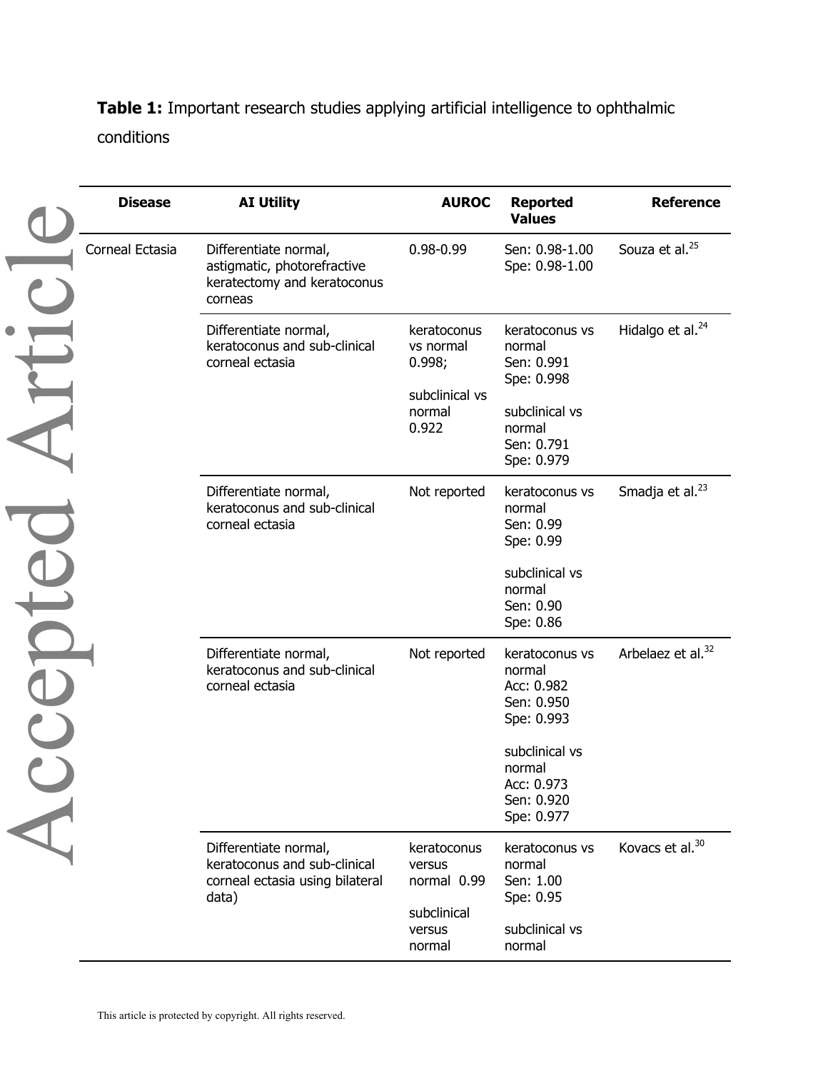**Table 1:** Important research studies applying artificial intelligence to ophthalmic conditions

| Disease | AI Utility | AUROC | Reported Values | Reference |
|---|---|---|---|---|
| Corneal Ectasia | Differentiate normal, astigmatic, photorefractive keratectomy and keratoconus corneas | 0.98-0.99 | Sen: 0.98-1.00<br>Spe: 0.98-1.00 | Souza et al.[25] |
| | Differentiate normal, keratoconus and sub-clinical corneal ectasia | keratoconus vs normal 0.998;<br><br>subclinical vs normal 0.922 | keratoconus vs normal<br>Sen: 0.991<br>Spe: 0.998<br><br>subclinical vs normal<br>Sen: 0.791<br>Spe: 0.979 | Hidalgo et al.[24] |
| | Differentiate normal, keratoconus and sub-clinical corneal ectasia | Not reported | keratoconus vs normal<br>Sen: 0.99<br>Spe: 0.99<br><br>subclinical vs normal<br>Sen: 0.90<br>Spe: 0.86 | Smadja et al.[23] |
| | Differentiate normal, keratoconus and sub-clinical corneal ectasia | Not reported | keratoconus vs normal<br>Acc: 0.982<br>Sen: 0.950<br>Spe: 0.993<br><br>subclinical vs normal<br>Acc: 0.973<br>Sen: 0.920<br>Spe: 0.977 | Arbelaez et al.[32] |
| | Differentiate normal, keratoconus and sub-clinical corneal ectasia using bilateral data) | keratoconus versus normal 0.99<br><br>subclinical versus normal | keratoconus vs normal<br>Sen: 1.00<br>Spe: 0.95<br><br>subclinical vs normal | Kovacs et al.[30] |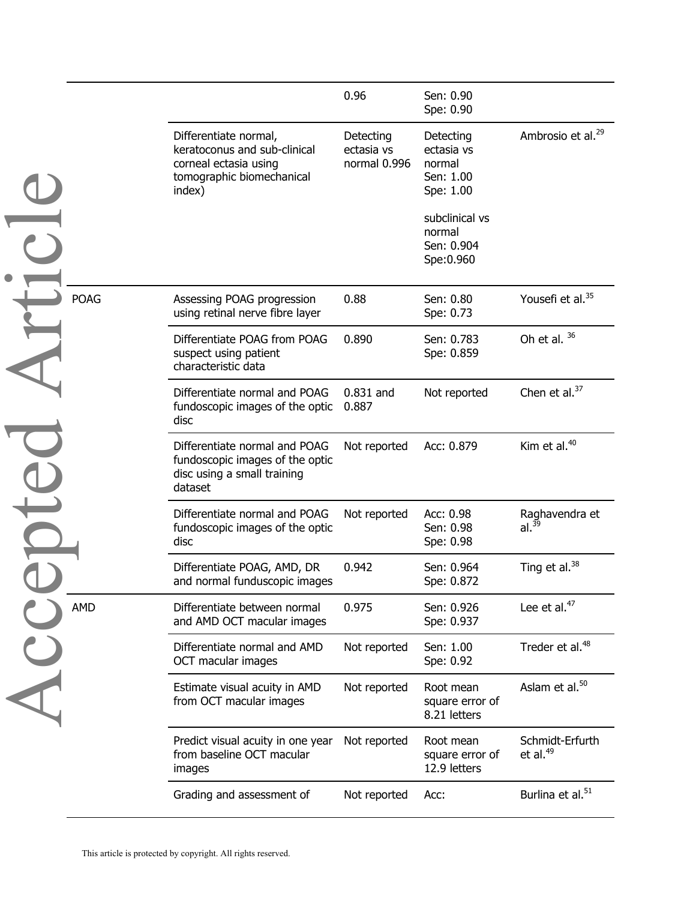| | | 0.96 | Sen: 0.90<br>Spe: 0.90 | |
|---|---|---|---|---|
| | Differentiate normal, keratoconus and sub-clinical corneal ectasia using tomographic biomechanical index) | Detecting ectasia vs normal 0.996 | Detecting ectasia vs normal<br>Sen: 1.00<br>Spe: 1.00<br><br>subclinical vs normal<br>Sen: 0.904<br>Spe:0.960 | Ambrosio et al.[29] |
| POAG | Assessing POAG progression using retinal nerve fibre layer | 0.88 | Sen: 0.80<br>Spe: 0.73 | Yousefi et al.[35] |
| | Differentiate POAG from POAG suspect using patient characteristic data | 0.890 | Sen: 0.783<br>Spe: 0.859 | Oh et al. [36] |
| | Differentiate normal and POAG fundoscopic images of the optic disc | 0.831 and 0.887 | Not reported | Chen et al.[37] |
| | Differentiate normal and POAG fundoscopic images of the optic disc using a small training dataset | Not reported | Acc: 0.879 | Kim et al.[40] |
| | Differentiate normal and POAG fundoscopic images of the optic disc | Not reported | Acc: 0.98<br>Sen: 0.98<br>Spe: 0.98 | Raghavendra et al.[39] |
| | Differentiate POAG, AMD, DR and normal funduscopic images | 0.942 | Sen: 0.964<br>Spe: 0.872 | Ting et al.[38] |
| AMD | Differentiate between normal and AMD OCT macular images | 0.975 | Sen: 0.926<br>Spe: 0.937 | Lee et al.[47] |
| | Differentiate normal and AMD OCT macular images | Not reported | Sen: 1.00<br>Spe: 0.92 | Treder et al.[48] |
| | Estimate visual acuity in AMD from OCT macular images | Not reported | Root mean square error of 8.21 letters | Aslam et al.[50] |
| | Predict visual acuity in one year from baseline OCT macular images | Not reported | Root mean square error of 12.9 letters | Schmidt-Erfurth et al.[49] |
| | Grading and assessment of | Not reported | Acc: | Burlina et al.[51] |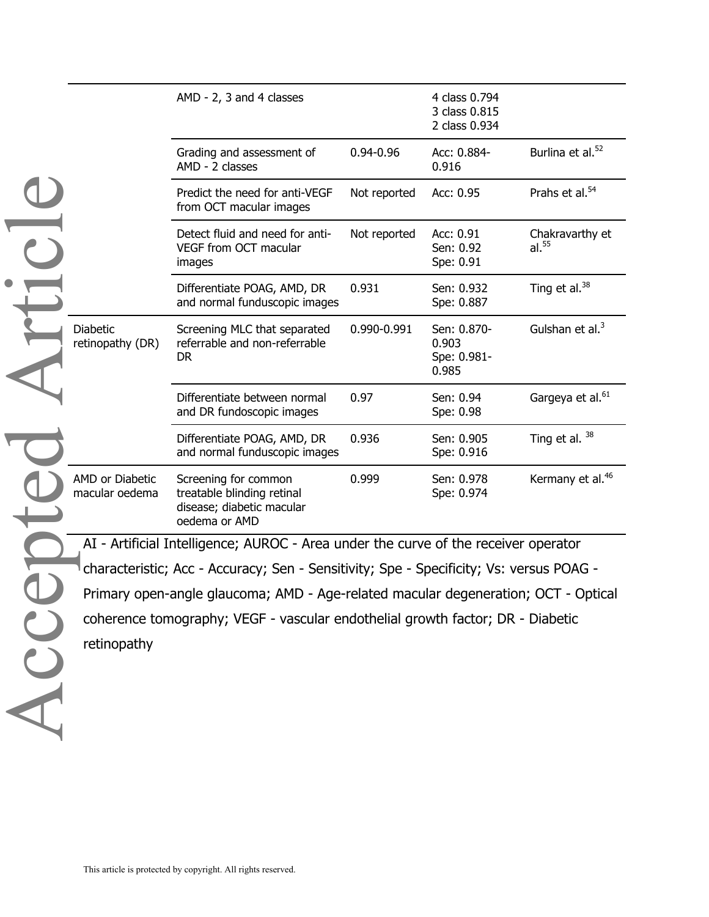| | | | | |
|---|---|---|---|---|
| | AMD - 2, 3 and 4 classes | | 4 class 0.794<br>3 class 0.815<br>2 class 0.934 | |
| | Grading and assessment of AMD - 2 classes | 0.94-0.96 | Acc: 0.884-0.916 | Burlina et al.[52] |
| | Predict the need for anti-VEGF from OCT macular images | Not reported | Acc: 0.95 | Prahs et al.[54] |
| | Detect fluid and need for anti-VEGF from OCT macular images | Not reported | Acc: 0.91<br>Sen: 0.92<br>Spe: 0.91 | Chakravarthy et al.[55] |
| | Differentiate POAG, AMD, DR and normal funduscopic images | 0.931 | Sen: 0.932<br>Spe: 0.887 | Ting et al.[38] |
| Diabetic retinopathy (DR) | Screening MLC that separated referrable and non-referrable DR | 0.990-0.991 | Sen: 0.870-0.903<br>Spe: 0.981-0.985 | Gulshan et al.[3] |
| | Differentiate between normal and DR fundoscopic images | 0.97 | Sen: 0.94<br>Spe: 0.98 | Gargeya et al.[61] |
| | Differentiate POAG, AMD, DR and normal funduscopic images | 0.936 | Sen: 0.905<br>Spe: 0.916 | Ting et al. [38] |
| AMD or Diabetic macular oedema | Screening for common treatable blinding retinal disease; diabetic macular oedema or AMD | 0.999 | Sen: 0.978<br>Spe: 0.974 | Kermany et al.[46] |

AI - Artificial Intelligence; AUROC - Area under the curve of the receiver operator characteristic; Acc - Accuracy; Sen - Sensitivity; Spe - Specificity; Vs: versus POAG - Primary open-angle glaucoma; AMD - Age-related macular degeneration; OCT - Optical coherence tomography; VEGF - vascular endothelial growth factor; DR - Diabetic retinopathy